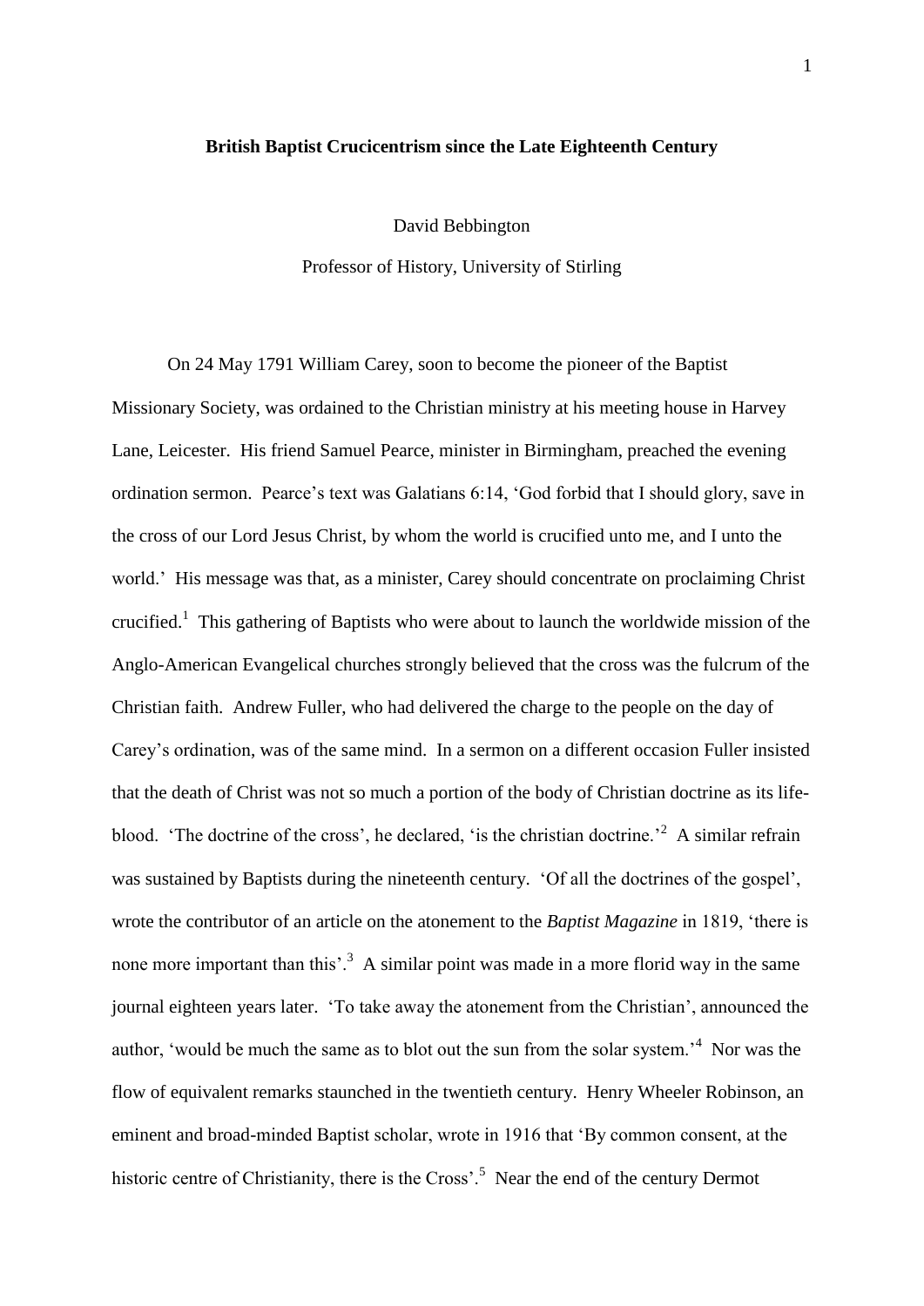# British Baptist Crucicentrism since the Late Eighteenth Century

David Bebbington

Professor of History, University of Stirling

On 24 May 1791 William Carey, soon to become the pioneer of the Baptist Missionary Society, was ordained to the Christian ministry at his meeting house in Harvey Lane, Leicester. His friend Samuel Pearce, minister in Birmingham, preached the evening ordination sermon. Pearce's text was Galatians 6:14, 'God forbid that I should glory, save in the cross of our Lord Jesus Christ, by whom the world is crucified unto me, and I unto the world.' His message was that, as a minister, Carey should concentrate on proclaiming Christ crucified.[1] This gathering of Baptists who were about to launch the worldwide mission of the Anglo-American Evangelical churches strongly believed that the cross was the fulcrum of the Christian faith. Andrew Fuller, who had delivered the charge to the people on the day of Carey's ordination, was of the same mind. In a sermon on a different occasion Fuller insisted that the death of Christ was not so much a portion of the body of Christian doctrine as its life-blood. 'The doctrine of the cross', he declared, 'is the christian doctrine.'[2] A similar refrain was sustained by Baptists during the nineteenth century. 'Of all the doctrines of the gospel', wrote the contributor of an article on the atonement to the *Baptist Magazine* in 1819, 'there is none more important than this'.[3] A similar point was made in a more florid way in the same journal eighteen years later. 'To take away the atonement from the Christian', announced the author, 'would be much the same as to blot out the sun from the solar system.'[4] Nor was the flow of equivalent remarks staunched in the twentieth century. Henry Wheeler Robinson, an eminent and broad-minded Baptist scholar, wrote in 1916 that 'By common consent, at the historic centre of Christianity, there is the Cross'.[5] Near the end of the century Dermot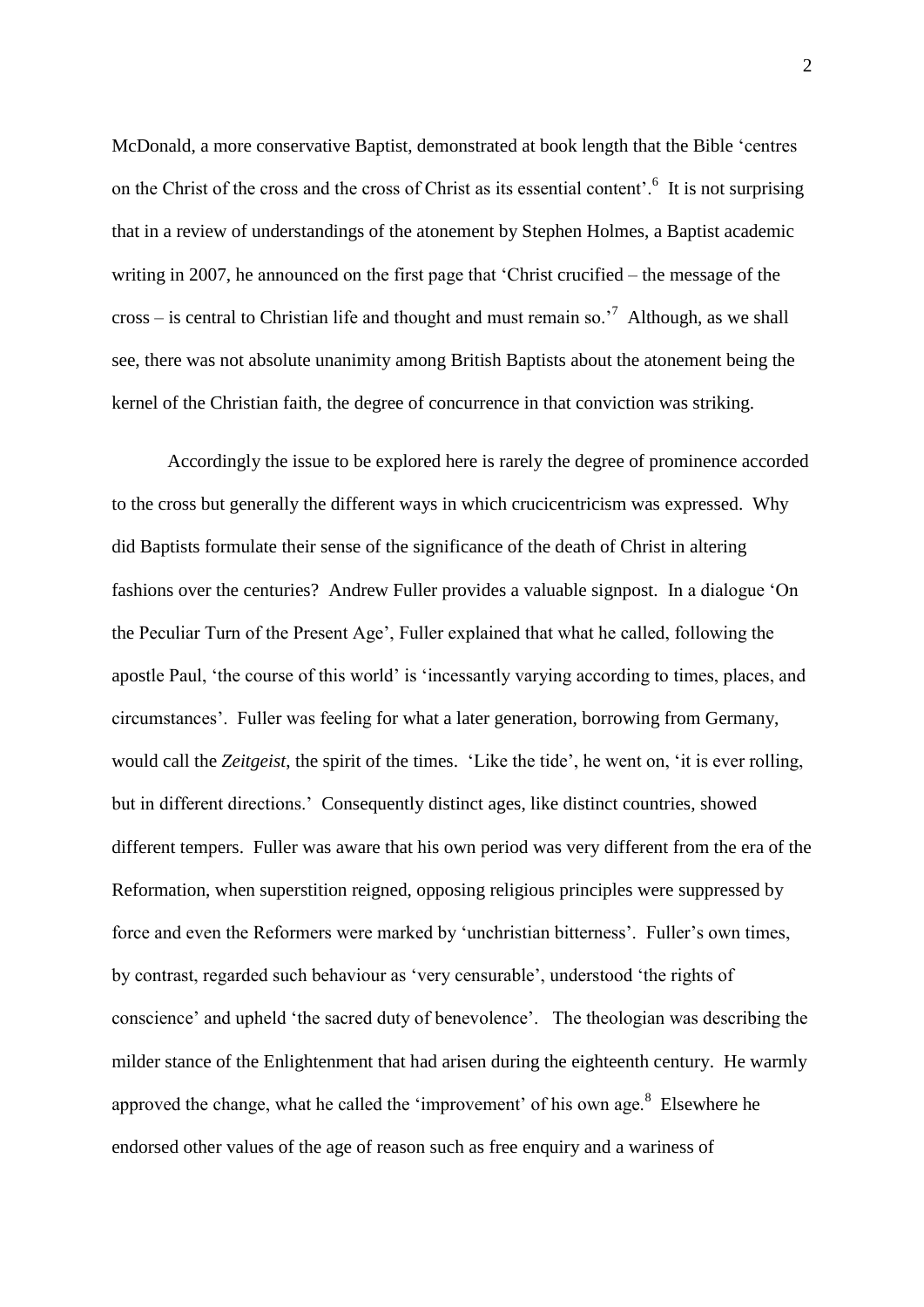McDonald, a more conservative Baptist, demonstrated at book length that the Bible 'centres on the Christ of the cross and the cross of Christ as its essential content'.[6] It is not surprising that in a review of understandings of the atonement by Stephen Holmes, a Baptist academic writing in 2007, he announced on the first page that 'Christ crucified – the message of the cross – is central to Christian life and thought and must remain so.'[7] Although, as we shall see, there was not absolute unanimity among British Baptists about the atonement being the kernel of the Christian faith, the degree of concurrence in that conviction was striking.

Accordingly the issue to be explored here is rarely the degree of prominence accorded to the cross but generally the different ways in which crucicentricism was expressed. Why did Baptists formulate their sense of the significance of the death of Christ in altering fashions over the centuries? Andrew Fuller provides a valuable signpost. In a dialogue 'On the Peculiar Turn of the Present Age', Fuller explained that what he called, following the apostle Paul, 'the course of this world' is 'incessantly varying according to times, places, and circumstances'. Fuller was feeling for what a later generation, borrowing from Germany, would call the *Zeitgeist*, the spirit of the times. 'Like the tide', he went on, 'it is ever rolling, but in different directions.' Consequently distinct ages, like distinct countries, showed different tempers. Fuller was aware that his own period was very different from the era of the Reformation, when superstition reigned, opposing religious principles were suppressed by force and even the Reformers were marked by 'unchristian bitterness'. Fuller's own times, by contrast, regarded such behaviour as 'very censurable', understood 'the rights of conscience' and upheld 'the sacred duty of benevolence'. The theologian was describing the milder stance of the Enlightenment that had arisen during the eighteenth century. He warmly approved the change, what he called the 'improvement' of his own age.[8] Elsewhere he endorsed other values of the age of reason such as free enquiry and a wariness of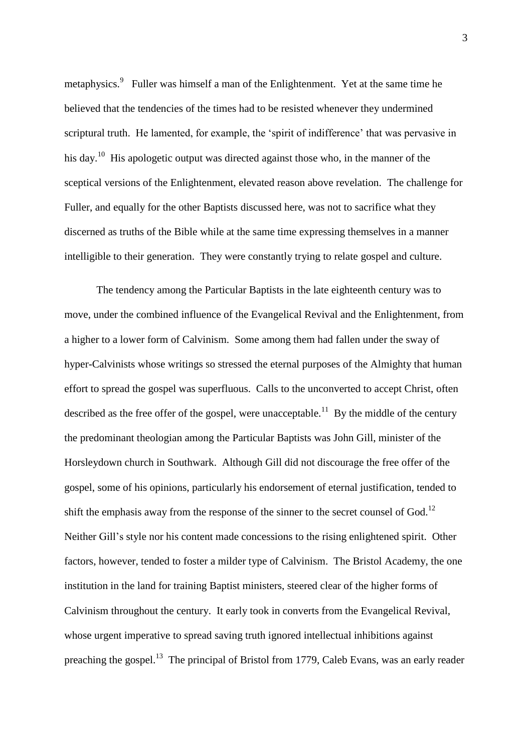metaphysics.[9] Fuller was himself a man of the Enlightenment. Yet at the same time he believed that the tendencies of the times had to be resisted whenever they undermined scriptural truth. He lamented, for example, the 'spirit of indifference' that was pervasive in his day.[10] His apologetic output was directed against those who, in the manner of the sceptical versions of the Enlightenment, elevated reason above revelation. The challenge for Fuller, and equally for the other Baptists discussed here, was not to sacrifice what they discerned as truths of the Bible while at the same time expressing themselves in a manner intelligible to their generation. They were constantly trying to relate gospel and culture.

The tendency among the Particular Baptists in the late eighteenth century was to move, under the combined influence of the Evangelical Revival and the Enlightenment, from a higher to a lower form of Calvinism. Some among them had fallen under the sway of hyper-Calvinists whose writings so stressed the eternal purposes of the Almighty that human effort to spread the gospel was superfluous. Calls to the unconverted to accept Christ, often described as the free offer of the gospel, were unacceptable.[11] By the middle of the century the predominant theologian among the Particular Baptists was John Gill, minister of the Horsleydown church in Southwark. Although Gill did not discourage the free offer of the gospel, some of his opinions, particularly his endorsement of eternal justification, tended to shift the emphasis away from the response of the sinner to the secret counsel of God.[12] Neither Gill's style nor his content made concessions to the rising enlightened spirit. Other factors, however, tended to foster a milder type of Calvinism. The Bristol Academy, the one institution in the land for training Baptist ministers, steered clear of the higher forms of Calvinism throughout the century. It early took in converts from the Evangelical Revival, whose urgent imperative to spread saving truth ignored intellectual inhibitions against preaching the gospel.[13] The principal of Bristol from 1779, Caleb Evans, was an early reader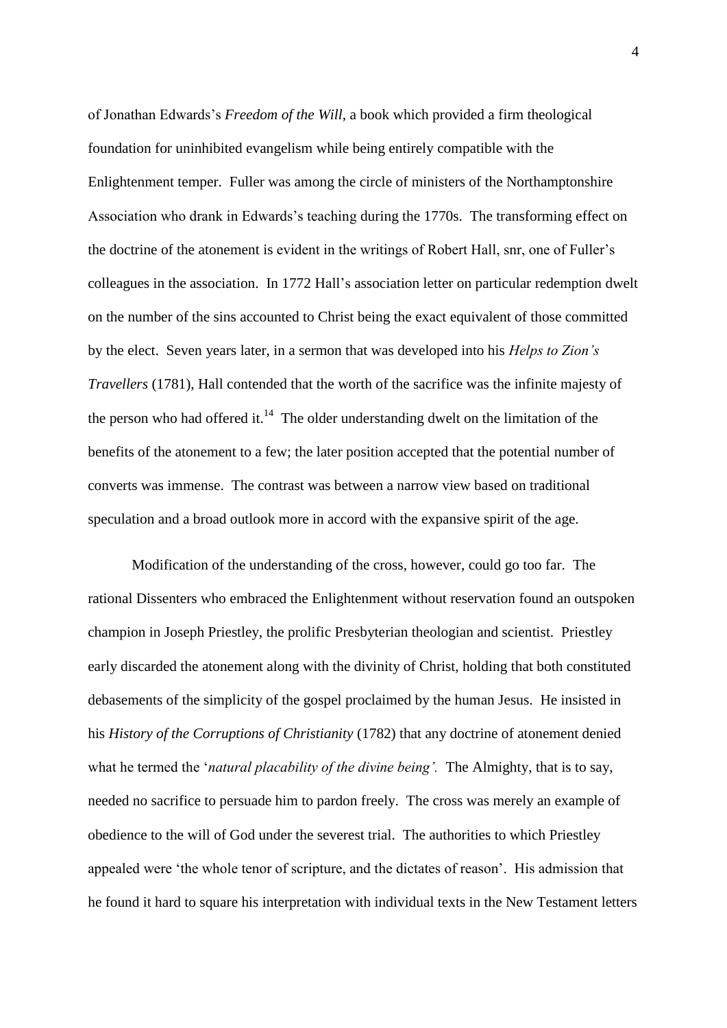of Jonathan Edwards's *Freedom of the Will*, a book which provided a firm theological foundation for uninhibited evangelism while being entirely compatible with the Enlightenment temper. Fuller was among the circle of ministers of the Northamptonshire Association who drank in Edwards's teaching during the 1770s. The transforming effect on the doctrine of the atonement is evident in the writings of Robert Hall, snr, one of Fuller's colleagues in the association. In 1772 Hall's association letter on particular redemption dwelt on the number of the sins accounted to Christ being the exact equivalent of those committed by the elect. Seven years later, in a sermon that was developed into his *Helps to Zion's Travellers* (1781), Hall contended that the worth of the sacrifice was the infinite majesty of the person who had offered it.[14] The older understanding dwelt on the limitation of the benefits of the atonement to a few; the later position accepted that the potential number of converts was immense. The contrast was between a narrow view based on traditional speculation and a broad outlook more in accord with the expansive spirit of the age.

Modification of the understanding of the cross, however, could go too far. The rational Dissenters who embraced the Enlightenment without reservation found an outspoken champion in Joseph Priestley, the prolific Presbyterian theologian and scientist. Priestley early discarded the atonement along with the divinity of Christ, holding that both constituted debasements of the simplicity of the gospel proclaimed by the human Jesus. He insisted in his *History of the Corruptions of Christianity* (1782) that any doctrine of atonement denied what he termed the '*natural placability of the divine being'.* The Almighty, that is to say, needed no sacrifice to persuade him to pardon freely. The cross was merely an example of obedience to the will of God under the severest trial. The authorities to which Priestley appealed were 'the whole tenor of scripture, and the dictates of reason'. His admission that he found it hard to square his interpretation with individual texts in the New Testament letters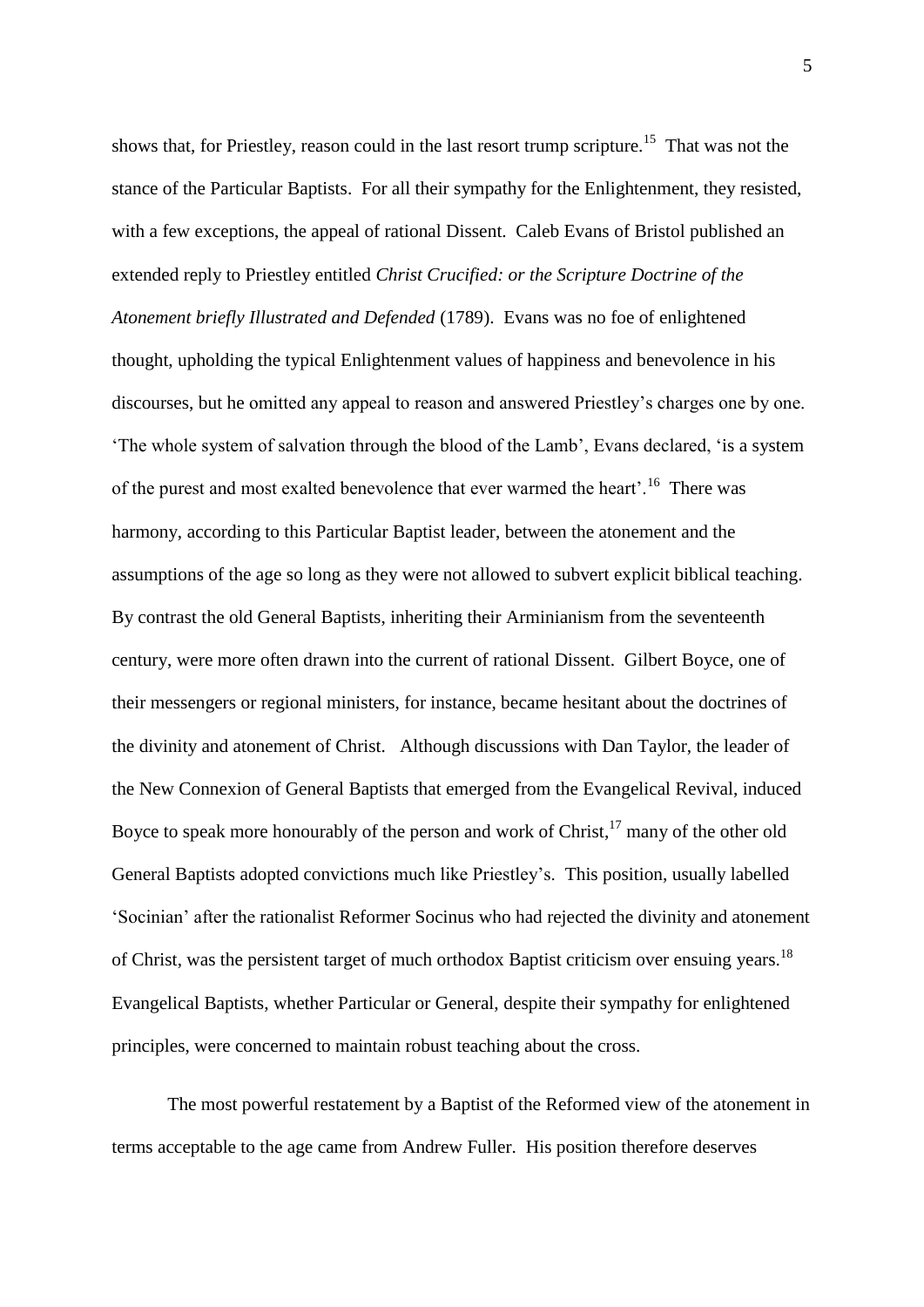shows that, for Priestley, reason could in the last resort trump scripture.[15] That was not the stance of the Particular Baptists. For all their sympathy for the Enlightenment, they resisted, with a few exceptions, the appeal of rational Dissent. Caleb Evans of Bristol published an extended reply to Priestley entitled *Christ Crucified: or the Scripture Doctrine of the Atonement briefly Illustrated and Defended* (1789). Evans was no foe of enlightened thought, upholding the typical Enlightenment values of happiness and benevolence in his discourses, but he omitted any appeal to reason and answered Priestley's charges one by one. 'The whole system of salvation through the blood of the Lamb', Evans declared, 'is a system of the purest and most exalted benevolence that ever warmed the heart'.[16] There was harmony, according to this Particular Baptist leader, between the atonement and the assumptions of the age so long as they were not allowed to subvert explicit biblical teaching. By contrast the old General Baptists, inheriting their Arminianism from the seventeenth century, were more often drawn into the current of rational Dissent. Gilbert Boyce, one of their messengers or regional ministers, for instance, became hesitant about the doctrines of the divinity and atonement of Christ. Although discussions with Dan Taylor, the leader of the New Connexion of General Baptists that emerged from the Evangelical Revival, induced Boyce to speak more honourably of the person and work of Christ,[17] many of the other old General Baptists adopted convictions much like Priestley's. This position, usually labelled 'Socinian' after the rationalist Reformer Socinus who had rejected the divinity and atonement of Christ, was the persistent target of much orthodox Baptist criticism over ensuing years.[18] Evangelical Baptists, whether Particular or General, despite their sympathy for enlightened principles, were concerned to maintain robust teaching about the cross.

The most powerful restatement by a Baptist of the Reformed view of the atonement in terms acceptable to the age came from Andrew Fuller. His position therefore deserves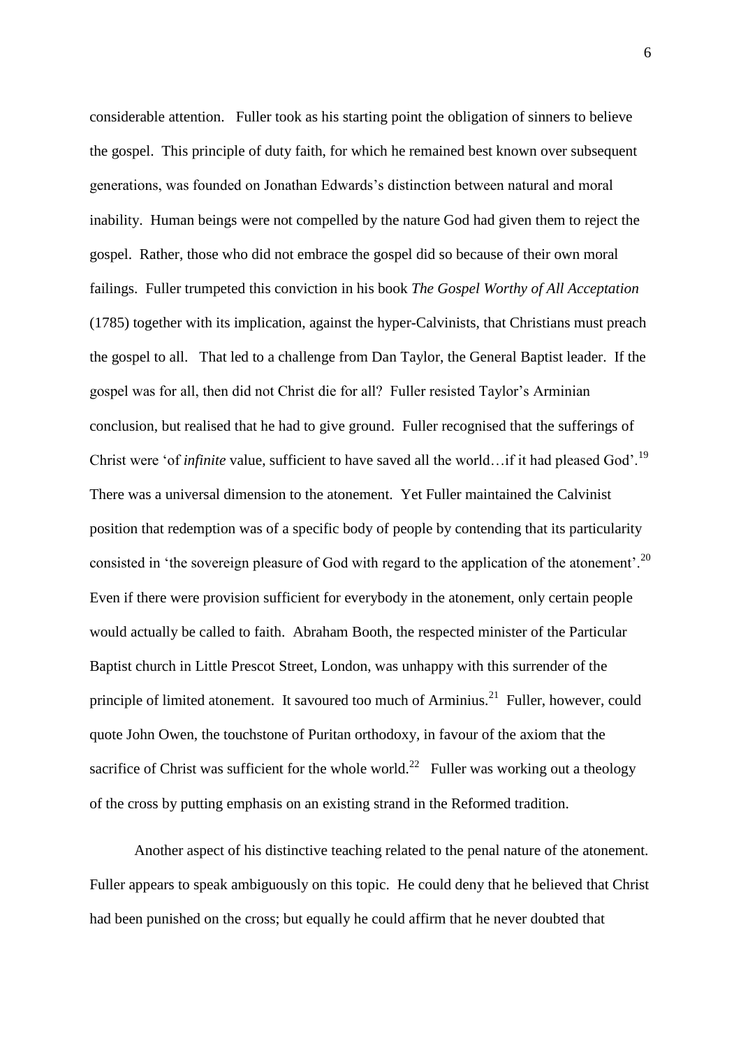considerable attention. Fuller took as his starting point the obligation of sinners to believe the gospel. This principle of duty faith, for which he remained best known over subsequent generations, was founded on Jonathan Edwards's distinction between natural and moral inability. Human beings were not compelled by the nature God had given them to reject the gospel. Rather, those who did not embrace the gospel did so because of their own moral failings. Fuller trumpeted this conviction in his book *The Gospel Worthy of All Acceptation* (1785) together with its implication, against the hyper-Calvinists, that Christians must preach the gospel to all. That led to a challenge from Dan Taylor, the General Baptist leader. If the gospel was for all, then did not Christ die for all? Fuller resisted Taylor's Arminian conclusion, but realised that he had to give ground. Fuller recognised that the sufferings of Christ were 'of *infinite* value, sufficient to have saved all the world…if it had pleased God'.[19] There was a universal dimension to the atonement. Yet Fuller maintained the Calvinist position that redemption was of a specific body of people by contending that its particularity consisted in 'the sovereign pleasure of God with regard to the application of the atonement'.[20] Even if there were provision sufficient for everybody in the atonement, only certain people would actually be called to faith. Abraham Booth, the respected minister of the Particular Baptist church in Little Prescot Street, London, was unhappy with this surrender of the principle of limited atonement. It savoured too much of Arminius.[21] Fuller, however, could quote John Owen, the touchstone of Puritan orthodoxy, in favour of the axiom that the sacrifice of Christ was sufficient for the whole world.[22] Fuller was working out a theology of the cross by putting emphasis on an existing strand in the Reformed tradition.

Another aspect of his distinctive teaching related to the penal nature of the atonement. Fuller appears to speak ambiguously on this topic. He could deny that he believed that Christ had been punished on the cross; but equally he could affirm that he never doubted that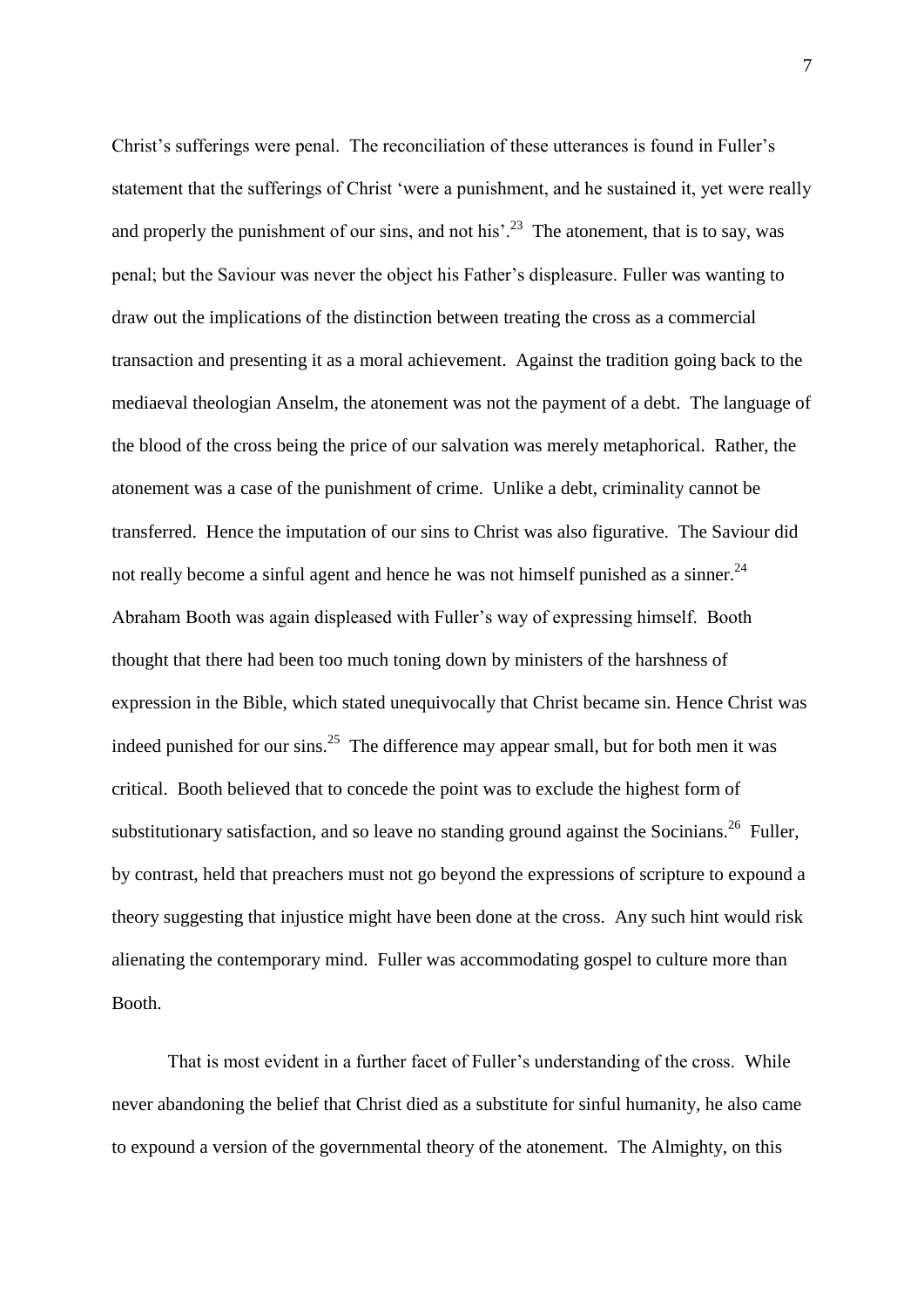Christ's sufferings were penal. The reconciliation of these utterances is found in Fuller's statement that the sufferings of Christ 'were a punishment, and he sustained it, yet were really and properly the punishment of our sins, and not his'.[23] The atonement, that is to say, was penal; but the Saviour was never the object his Father's displeasure. Fuller was wanting to draw out the implications of the distinction between treating the cross as a commercial transaction and presenting it as a moral achievement. Against the tradition going back to the mediaeval theologian Anselm, the atonement was not the payment of a debt. The language of the blood of the cross being the price of our salvation was merely metaphorical. Rather, the atonement was a case of the punishment of crime. Unlike a debt, criminality cannot be transferred. Hence the imputation of our sins to Christ was also figurative. The Saviour did not really become a sinful agent and hence he was not himself punished as a sinner.[24] Abraham Booth was again displeased with Fuller's way of expressing himself. Booth thought that there had been too much toning down by ministers of the harshness of expression in the Bible, which stated unequivocally that Christ became sin. Hence Christ was indeed punished for our sins.[25] The difference may appear small, but for both men it was critical. Booth believed that to concede the point was to exclude the highest form of substitutionary satisfaction, and so leave no standing ground against the Socinians.[26] Fuller, by contrast, held that preachers must not go beyond the expressions of scripture to expound a theory suggesting that injustice might have been done at the cross. Any such hint would risk alienating the contemporary mind. Fuller was accommodating gospel to culture more than Booth.

That is most evident in a further facet of Fuller's understanding of the cross. While never abandoning the belief that Christ died as a substitute for sinful humanity, he also came to expound a version of the governmental theory of the atonement. The Almighty, on this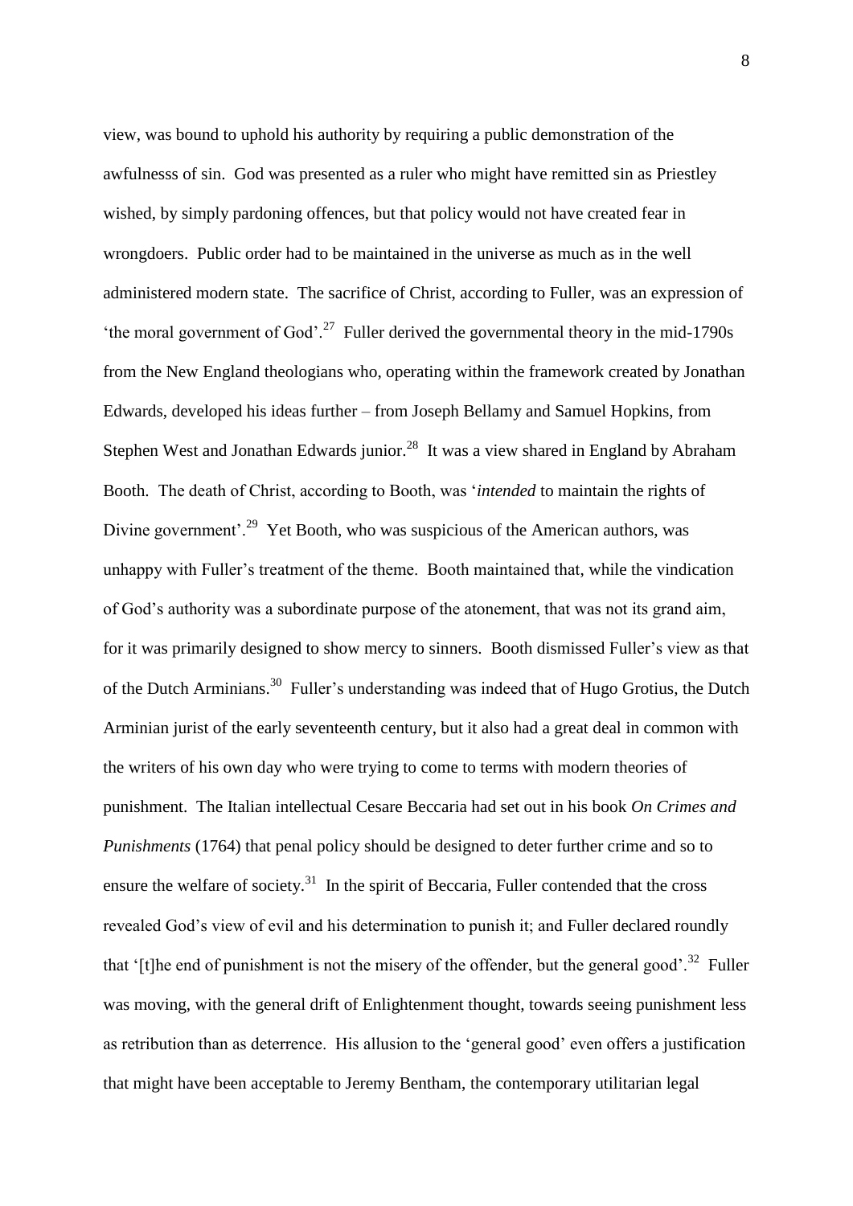view, was bound to uphold his authority by requiring a public demonstration of the awfulnesss of sin. God was presented as a ruler who might have remitted sin as Priestley wished, by simply pardoning offences, but that policy would not have created fear in wrongdoers. Public order had to be maintained in the universe as much as in the well administered modern state. The sacrifice of Christ, according to Fuller, was an expression of 'the moral government of God'.[27] Fuller derived the governmental theory in the mid-1790s from the New England theologians who, operating within the framework created by Jonathan Edwards, developed his ideas further – from Joseph Bellamy and Samuel Hopkins, from Stephen West and Jonathan Edwards junior.[28] It was a view shared in England by Abraham Booth. The death of Christ, according to Booth, was '*intended* to maintain the rights of Divine government'.[29] Yet Booth, who was suspicious of the American authors, was unhappy with Fuller's treatment of the theme. Booth maintained that, while the vindication of God's authority was a subordinate purpose of the atonement, that was not its grand aim, for it was primarily designed to show mercy to sinners. Booth dismissed Fuller's view as that of the Dutch Arminians.[30] Fuller's understanding was indeed that of Hugo Grotius, the Dutch Arminian jurist of the early seventeenth century, but it also had a great deal in common with the writers of his own day who were trying to come to terms with modern theories of punishment. The Italian intellectual Cesare Beccaria had set out in his book *On Crimes and Punishments* (1764) that penal policy should be designed to deter further crime and so to ensure the welfare of society.[31] In the spirit of Beccaria, Fuller contended that the cross revealed God's view of evil and his determination to punish it; and Fuller declared roundly that '[t]he end of punishment is not the misery of the offender, but the general good'.[32] Fuller was moving, with the general drift of Enlightenment thought, towards seeing punishment less as retribution than as deterrence. His allusion to the 'general good' even offers a justification that might have been acceptable to Jeremy Bentham, the contemporary utilitarian legal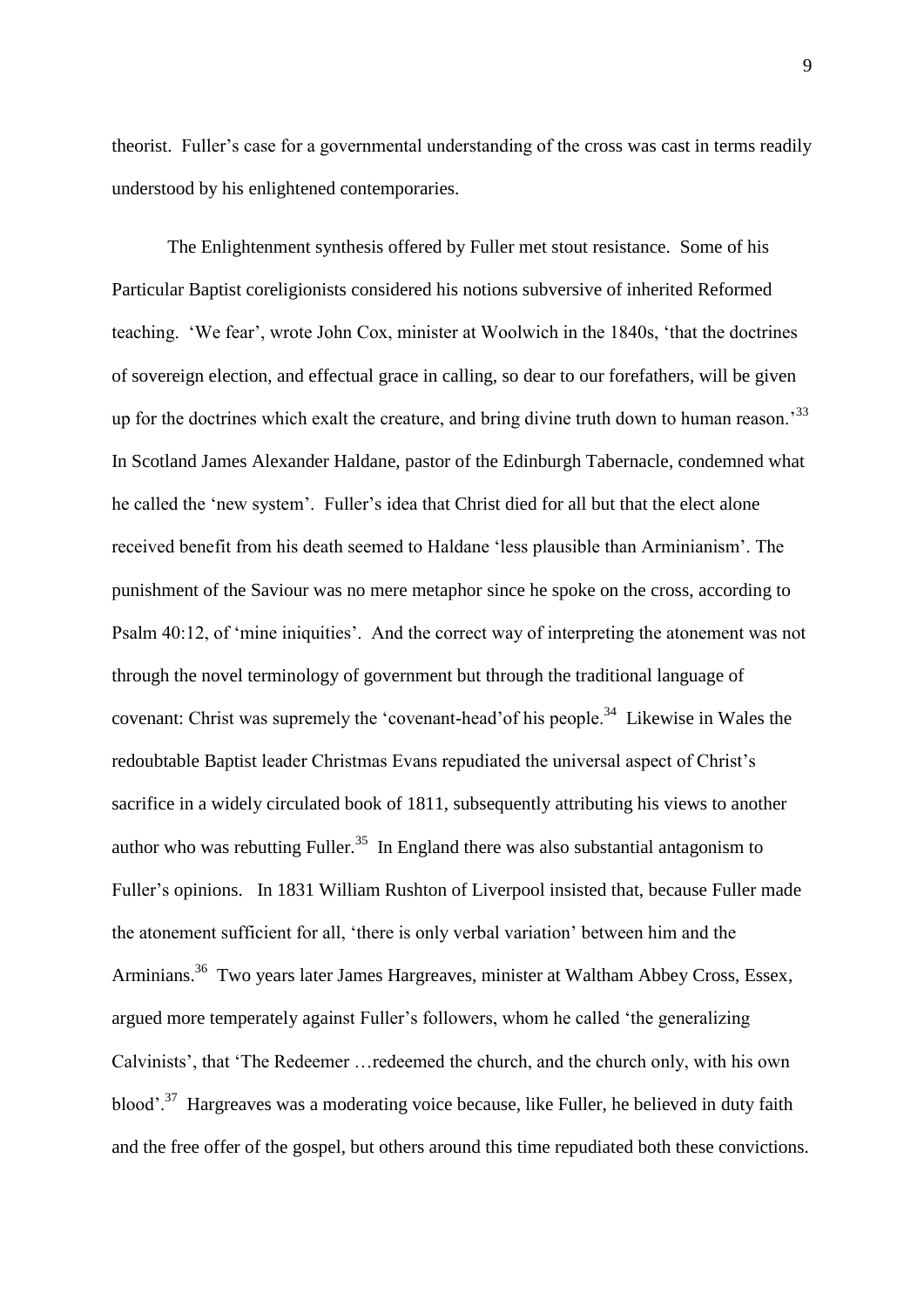theorist. Fuller's case for a governmental understanding of the cross was cast in terms readily understood by his enlightened contemporaries.

The Enlightenment synthesis offered by Fuller met stout resistance. Some of his Particular Baptist coreligionists considered his notions subversive of inherited Reformed teaching. 'We fear', wrote John Cox, minister at Woolwich in the 1840s, 'that the doctrines of sovereign election, and effectual grace in calling, so dear to our forefathers, will be given up for the doctrines which exalt the creature, and bring divine truth down to human reason.'[33] In Scotland James Alexander Haldane, pastor of the Edinburgh Tabernacle, condemned what he called the 'new system'. Fuller's idea that Christ died for all but that the elect alone received benefit from his death seemed to Haldane 'less plausible than Arminianism'. The punishment of the Saviour was no mere metaphor since he spoke on the cross, according to Psalm 40:12, of 'mine iniquities'. And the correct way of interpreting the atonement was not through the novel terminology of government but through the traditional language of covenant: Christ was supremely the 'covenant-head'of his people.[34] Likewise in Wales the redoubtable Baptist leader Christmas Evans repudiated the universal aspect of Christ's sacrifice in a widely circulated book of 1811, subsequently attributing his views to another author who was rebutting Fuller.[35] In England there was also substantial antagonism to Fuller's opinions. In 1831 William Rushton of Liverpool insisted that, because Fuller made the atonement sufficient for all, 'there is only verbal variation' between him and the Arminians.[36] Two years later James Hargreaves, minister at Waltham Abbey Cross, Essex, argued more temperately against Fuller's followers, whom he called 'the generalizing Calvinists', that 'The Redeemer …redeemed the church, and the church only, with his own blood'.[37] Hargreaves was a moderating voice because, like Fuller, he believed in duty faith and the free offer of the gospel, but others around this time repudiated both these convictions.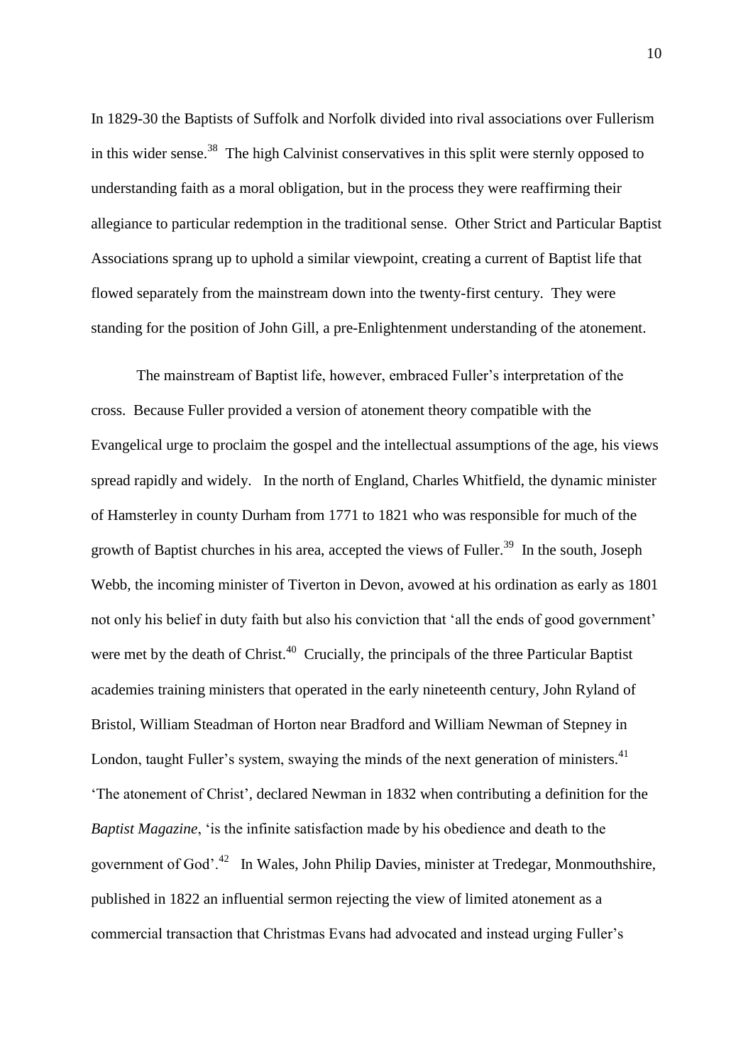In 1829-30 the Baptists of Suffolk and Norfolk divided into rival associations over Fullerism in this wider sense.[38] The high Calvinist conservatives in this split were sternly opposed to understanding faith as a moral obligation, but in the process they were reaffirming their allegiance to particular redemption in the traditional sense. Other Strict and Particular Baptist Associations sprang up to uphold a similar viewpoint, creating a current of Baptist life that flowed separately from the mainstream down into the twenty-first century. They were standing for the position of John Gill, a pre-Enlightenment understanding of the atonement.

The mainstream of Baptist life, however, embraced Fuller's interpretation of the cross. Because Fuller provided a version of atonement theory compatible with the Evangelical urge to proclaim the gospel and the intellectual assumptions of the age, his views spread rapidly and widely. In the north of England, Charles Whitfield, the dynamic minister of Hamsterley in county Durham from 1771 to 1821 who was responsible for much of the growth of Baptist churches in his area, accepted the views of Fuller.[39] In the south, Joseph Webb, the incoming minister of Tiverton in Devon, avowed at his ordination as early as 1801 not only his belief in duty faith but also his conviction that 'all the ends of good government' were met by the death of Christ.[40] Crucially, the principals of the three Particular Baptist academies training ministers that operated in the early nineteenth century, John Ryland of Bristol, William Steadman of Horton near Bradford and William Newman of Stepney in London, taught Fuller's system, swaying the minds of the next generation of ministers.[41] 'The atonement of Christ', declared Newman in 1832 when contributing a definition for the *Baptist Magazine*, 'is the infinite satisfaction made by his obedience and death to the government of God'.[42] In Wales, John Philip Davies, minister at Tredegar, Monmouthshire, published in 1822 an influential sermon rejecting the view of limited atonement as a commercial transaction that Christmas Evans had advocated and instead urging Fuller's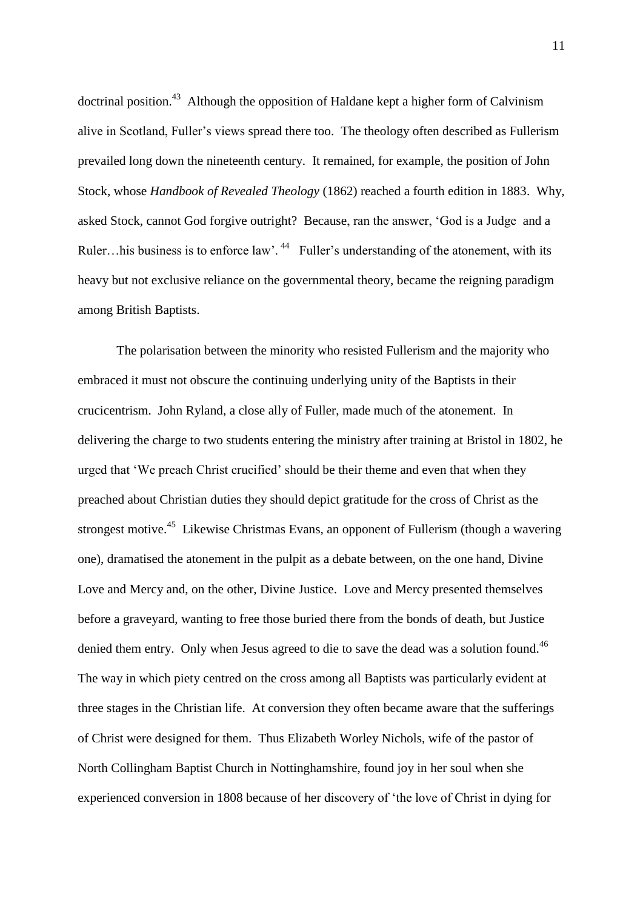doctrinal position.[43] Although the opposition of Haldane kept a higher form of Calvinism alive in Scotland, Fuller's views spread there too. The theology often described as Fullerism prevailed long down the nineteenth century. It remained, for example, the position of John Stock, whose *Handbook of Revealed Theology* (1862) reached a fourth edition in 1883. Why, asked Stock, cannot God forgive outright? Because, ran the answer, 'God is a Judge and a Ruler…his business is to enforce law'.[44] Fuller's understanding of the atonement, with its heavy but not exclusive reliance on the governmental theory, became the reigning paradigm among British Baptists.

The polarisation between the minority who resisted Fullerism and the majority who embraced it must not obscure the continuing underlying unity of the Baptists in their crucicentrism. John Ryland, a close ally of Fuller, made much of the atonement. In delivering the charge to two students entering the ministry after training at Bristol in 1802, he urged that 'We preach Christ crucified' should be their theme and even that when they preached about Christian duties they should depict gratitude for the cross of Christ as the strongest motive.[45] Likewise Christmas Evans, an opponent of Fullerism (though a wavering one), dramatised the atonement in the pulpit as a debate between, on the one hand, Divine Love and Mercy and, on the other, Divine Justice. Love and Mercy presented themselves before a graveyard, wanting to free those buried there from the bonds of death, but Justice denied them entry. Only when Jesus agreed to die to save the dead was a solution found.[46] The way in which piety centred on the cross among all Baptists was particularly evident at three stages in the Christian life. At conversion they often became aware that the sufferings of Christ were designed for them. Thus Elizabeth Worley Nichols, wife of the pastor of North Collingham Baptist Church in Nottinghamshire, found joy in her soul when she experienced conversion in 1808 because of her discovery of 'the love of Christ in dying for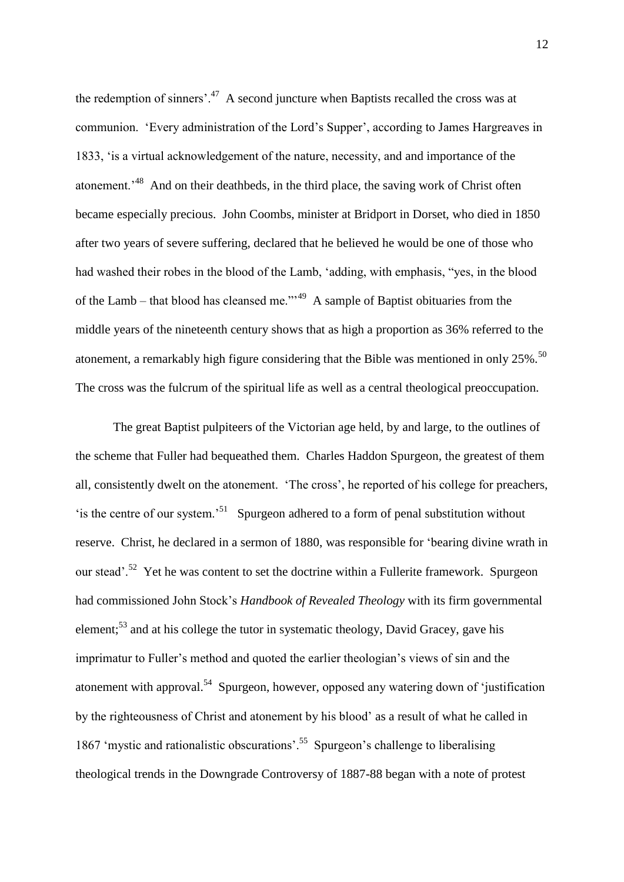the redemption of sinners'.[47] A second juncture when Baptists recalled the cross was at communion. 'Every administration of the Lord's Supper', according to James Hargreaves in 1833, 'is a virtual acknowledgement of the nature, necessity, and and importance of the atonement.'[48] And on their deathbeds, in the third place, the saving work of Christ often became especially precious. John Coombs, minister at Bridport in Dorset, who died in 1850 after two years of severe suffering, declared that he believed he would be one of those who had washed their robes in the blood of the Lamb, 'adding, with emphasis, "yes, in the blood of the Lamb – that blood has cleansed me."'[49] A sample of Baptist obituaries from the middle years of the nineteenth century shows that as high a proportion as 36% referred to the atonement, a remarkably high figure considering that the Bible was mentioned in only 25%.[50] The cross was the fulcrum of the spiritual life as well as a central theological preoccupation.

The great Baptist pulpiteers of the Victorian age held, by and large, to the outlines of the scheme that Fuller had bequeathed them. Charles Haddon Spurgeon, the greatest of them all, consistently dwelt on the atonement. 'The cross', he reported of his college for preachers, 'is the centre of our system.'[51] Spurgeon adhered to a form of penal substitution without reserve. Christ, he declared in a sermon of 1880, was responsible for 'bearing divine wrath in our stead'.[52] Yet he was content to set the doctrine within a Fullerite framework. Spurgeon had commissioned John Stock's *Handbook of Revealed Theology* with its firm governmental element;[53] and at his college the tutor in systematic theology, David Gracey, gave his imprimatur to Fuller's method and quoted the earlier theologian's views of sin and the atonement with approval.[54] Spurgeon, however, opposed any watering down of 'justification by the righteousness of Christ and atonement by his blood' as a result of what he called in 1867 'mystic and rationalistic obscurations'.[55] Spurgeon's challenge to liberalising theological trends in the Downgrade Controversy of 1887-88 began with a note of protest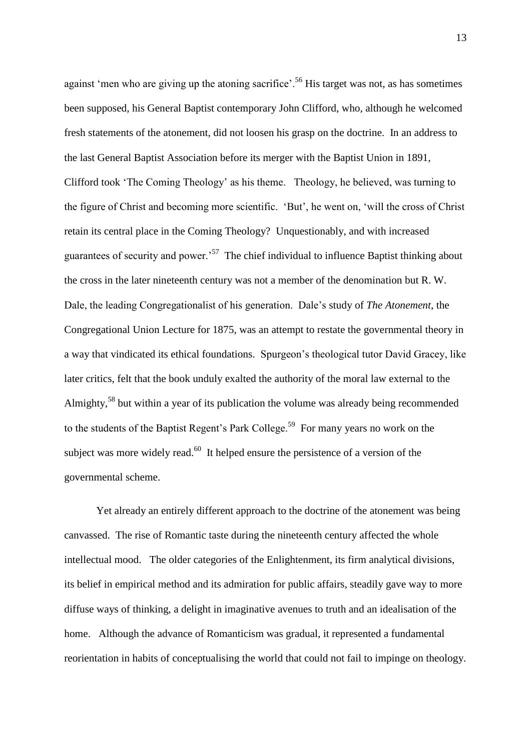against 'men who are giving up the atoning sacrifice'.[56] His target was not, as has sometimes been supposed, his General Baptist contemporary John Clifford, who, although he welcomed fresh statements of the atonement, did not loosen his grasp on the doctrine. In an address to the last General Baptist Association before its merger with the Baptist Union in 1891, Clifford took 'The Coming Theology' as his theme. Theology, he believed, was turning to the figure of Christ and becoming more scientific. 'But', he went on, 'will the cross of Christ retain its central place in the Coming Theology? Unquestionably, and with increased guarantees of security and power.'[57] The chief individual to influence Baptist thinking about the cross in the later nineteenth century was not a member of the denomination but R. W. Dale, the leading Congregationalist of his generation. Dale's study of *The Atonement*, the Congregational Union Lecture for 1875, was an attempt to restate the governmental theory in a way that vindicated its ethical foundations. Spurgeon's theological tutor David Gracey, like later critics, felt that the book unduly exalted the authority of the moral law external to the Almighty,[58] but within a year of its publication the volume was already being recommended to the students of the Baptist Regent's Park College.[59] For many years no work on the subject was more widely read.[60] It helped ensure the persistence of a version of the governmental scheme.

Yet already an entirely different approach to the doctrine of the atonement was being canvassed. The rise of Romantic taste during the nineteenth century affected the whole intellectual mood. The older categories of the Enlightenment, its firm analytical divisions, its belief in empirical method and its admiration for public affairs, steadily gave way to more diffuse ways of thinking, a delight in imaginative avenues to truth and an idealisation of the home. Although the advance of Romanticism was gradual, it represented a fundamental reorientation in habits of conceptualising the world that could not fail to impinge on theology.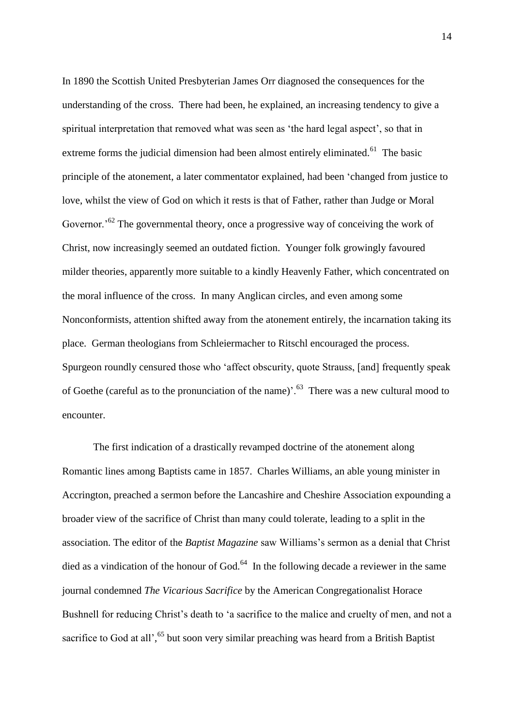In 1890 the Scottish United Presbyterian James Orr diagnosed the consequences for the understanding of the cross. There had been, he explained, an increasing tendency to give a spiritual interpretation that removed what was seen as 'the hard legal aspect', so that in extreme forms the judicial dimension had been almost entirely eliminated.[61] The basic principle of the atonement, a later commentator explained, had been 'changed from justice to love, whilst the view of God on which it rests is that of Father, rather than Judge or Moral Governor.'[62] The governmental theory, once a progressive way of conceiving the work of Christ, now increasingly seemed an outdated fiction. Younger folk growingly favoured milder theories, apparently more suitable to a kindly Heavenly Father, which concentrated on the moral influence of the cross. In many Anglican circles, and even among some Nonconformists, attention shifted away from the atonement entirely, the incarnation taking its place. German theologians from Schleiermacher to Ritschl encouraged the process. Spurgeon roundly censured those who 'affect obscurity, quote Strauss, [and] frequently speak of Goethe (careful as to the pronunciation of the name)'.[63] There was a new cultural mood to encounter.

The first indication of a drastically revamped doctrine of the atonement along Romantic lines among Baptists came in 1857. Charles Williams, an able young minister in Accrington, preached a sermon before the Lancashire and Cheshire Association expounding a broader view of the sacrifice of Christ than many could tolerate, leading to a split in the association. The editor of the *Baptist Magazine* saw Williams's sermon as a denial that Christ died as a vindication of the honour of God.[64] In the following decade a reviewer in the same journal condemned *The Vicarious Sacrifice* by the American Congregationalist Horace Bushnell for reducing Christ's death to 'a sacrifice to the malice and cruelty of men, and not a sacrifice to God at all',[65] but soon very similar preaching was heard from a British Baptist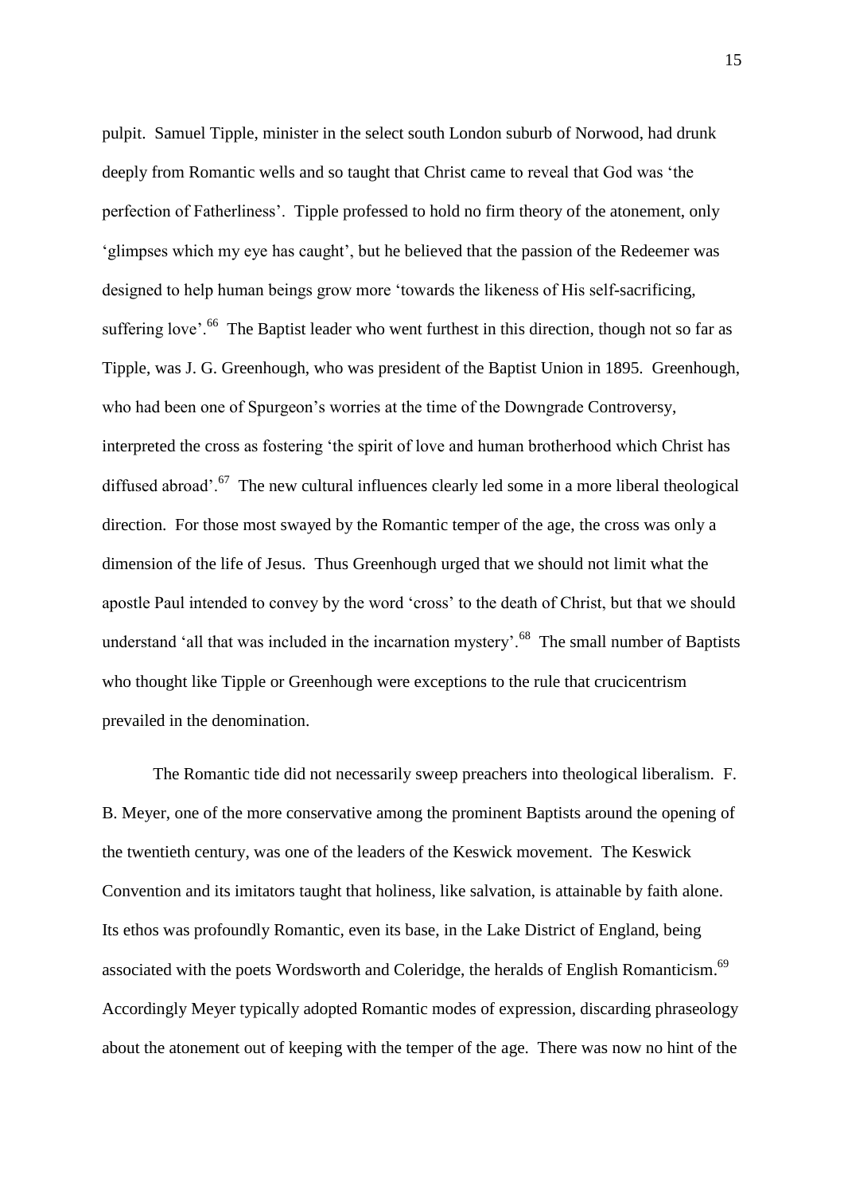pulpit. Samuel Tipple, minister in the select south London suburb of Norwood, had drunk deeply from Romantic wells and so taught that Christ came to reveal that God was 'the perfection of Fatherliness'. Tipple professed to hold no firm theory of the atonement, only 'glimpses which my eye has caught', but he believed that the passion of the Redeemer was designed to help human beings grow more 'towards the likeness of His self-sacrificing, suffering love'.[66] The Baptist leader who went furthest in this direction, though not so far as Tipple, was J. G. Greenhough, who was president of the Baptist Union in 1895. Greenhough, who had been one of Spurgeon's worries at the time of the Downgrade Controversy, interpreted the cross as fostering 'the spirit of love and human brotherhood which Christ has diffused abroad'.[67] The new cultural influences clearly led some in a more liberal theological direction. For those most swayed by the Romantic temper of the age, the cross was only a dimension of the life of Jesus. Thus Greenhough urged that we should not limit what the apostle Paul intended to convey by the word 'cross' to the death of Christ, but that we should understand 'all that was included in the incarnation mystery'.[68] The small number of Baptists who thought like Tipple or Greenhough were exceptions to the rule that crucicentrism prevailed in the denomination.

The Romantic tide did not necessarily sweep preachers into theological liberalism. F. B. Meyer, one of the more conservative among the prominent Baptists around the opening of the twentieth century, was one of the leaders of the Keswick movement. The Keswick Convention and its imitators taught that holiness, like salvation, is attainable by faith alone. Its ethos was profoundly Romantic, even its base, in the Lake District of England, being associated with the poets Wordsworth and Coleridge, the heralds of English Romanticism.[69] Accordingly Meyer typically adopted Romantic modes of expression, discarding phraseology about the atonement out of keeping with the temper of the age. There was now no hint of the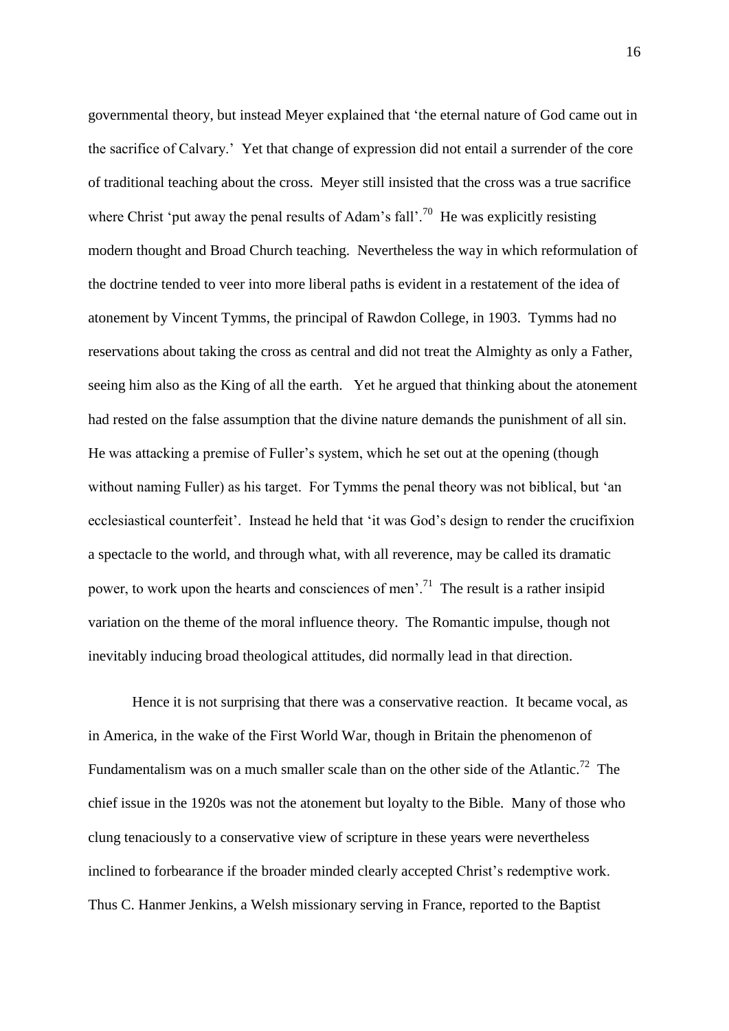governmental theory, but instead Meyer explained that 'the eternal nature of God came out in the sacrifice of Calvary.' Yet that change of expression did not entail a surrender of the core of traditional teaching about the cross. Meyer still insisted that the cross was a true sacrifice where Christ 'put away the penal results of Adam's fall'.[70] He was explicitly resisting modern thought and Broad Church teaching. Nevertheless the way in which reformulation of the doctrine tended to veer into more liberal paths is evident in a restatement of the idea of atonement by Vincent Tymms, the principal of Rawdon College, in 1903. Tymms had no reservations about taking the cross as central and did not treat the Almighty as only a Father, seeing him also as the King of all the earth. Yet he argued that thinking about the atonement had rested on the false assumption that the divine nature demands the punishment of all sin. He was attacking a premise of Fuller's system, which he set out at the opening (though without naming Fuller) as his target. For Tymms the penal theory was not biblical, but 'an ecclesiastical counterfeit'. Instead he held that 'it was God's design to render the crucifixion a spectacle to the world, and through what, with all reverence, may be called its dramatic power, to work upon the hearts and consciences of men'.[71] The result is a rather insipid variation on the theme of the moral influence theory. The Romantic impulse, though not inevitably inducing broad theological attitudes, did normally lead in that direction.

Hence it is not surprising that there was a conservative reaction. It became vocal, as in America, in the wake of the First World War, though in Britain the phenomenon of Fundamentalism was on a much smaller scale than on the other side of the Atlantic.[72] The chief issue in the 1920s was not the atonement but loyalty to the Bible. Many of those who clung tenaciously to a conservative view of scripture in these years were nevertheless inclined to forbearance if the broader minded clearly accepted Christ's redemptive work. Thus C. Hanmer Jenkins, a Welsh missionary serving in France, reported to the Baptist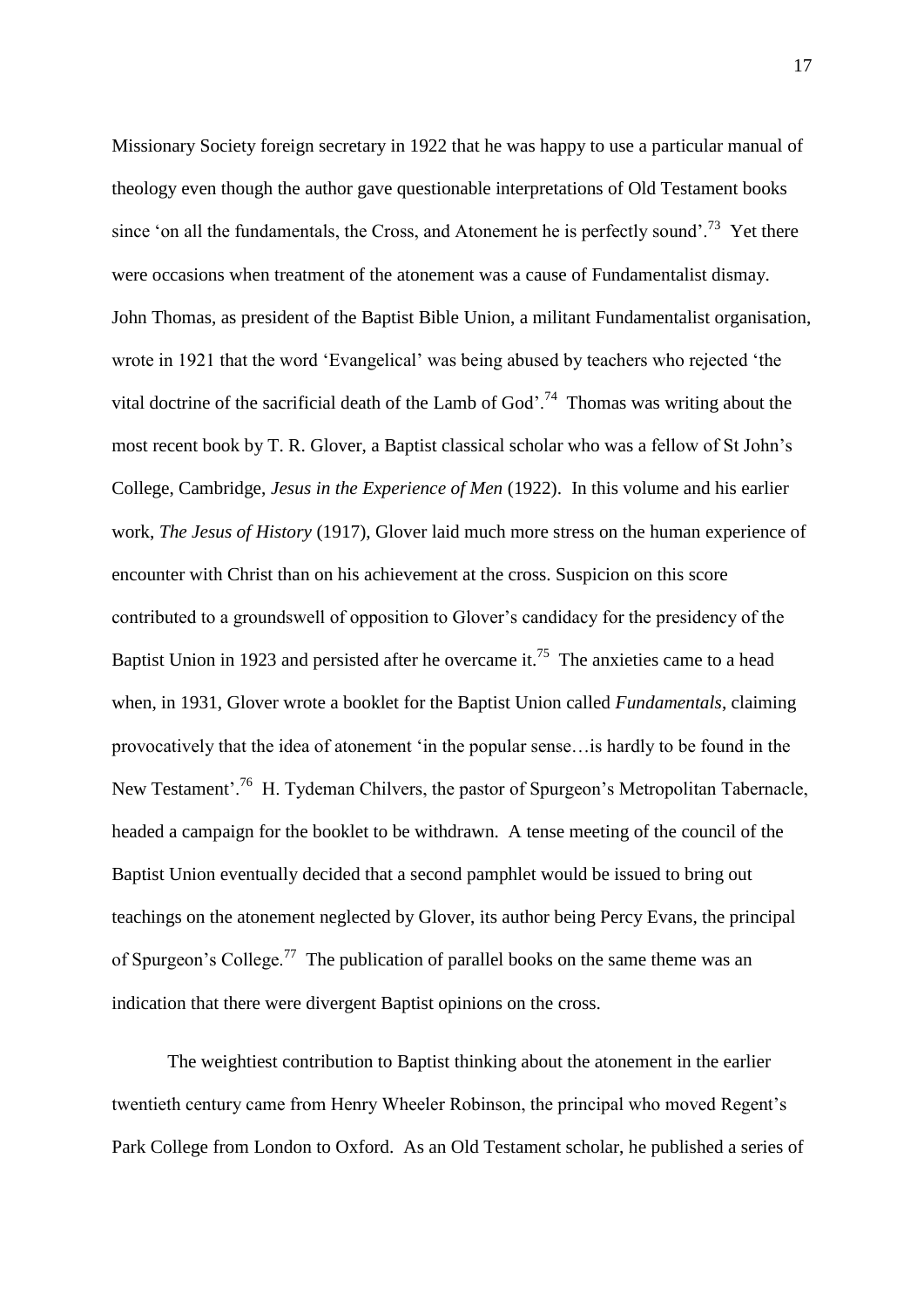Missionary Society foreign secretary in 1922 that he was happy to use a particular manual of theology even though the author gave questionable interpretations of Old Testament books since 'on all the fundamentals, the Cross, and Atonement he is perfectly sound'.[73] Yet there were occasions when treatment of the atonement was a cause of Fundamentalist dismay. John Thomas, as president of the Baptist Bible Union, a militant Fundamentalist organisation, wrote in 1921 that the word 'Evangelical' was being abused by teachers who rejected 'the vital doctrine of the sacrificial death of the Lamb of God'.[74] Thomas was writing about the most recent book by T. R. Glover, a Baptist classical scholar who was a fellow of St John's College, Cambridge, *Jesus in the Experience of Men* (1922). In this volume and his earlier work, *The Jesus of History* (1917), Glover laid much more stress on the human experience of encounter with Christ than on his achievement at the cross. Suspicion on this score contributed to a groundswell of opposition to Glover's candidacy for the presidency of the Baptist Union in 1923 and persisted after he overcame it.[75] The anxieties came to a head when, in 1931, Glover wrote a booklet for the Baptist Union called *Fundamentals*, claiming provocatively that the idea of atonement 'in the popular sense…is hardly to be found in the New Testament'.[76] H. Tydeman Chilvers, the pastor of Spurgeon's Metropolitan Tabernacle, headed a campaign for the booklet to be withdrawn. A tense meeting of the council of the Baptist Union eventually decided that a second pamphlet would be issued to bring out teachings on the atonement neglected by Glover, its author being Percy Evans, the principal of Spurgeon's College.[77] The publication of parallel books on the same theme was an indication that there were divergent Baptist opinions on the cross.

The weightiest contribution to Baptist thinking about the atonement in the earlier twentieth century came from Henry Wheeler Robinson, the principal who moved Regent's Park College from London to Oxford. As an Old Testament scholar, he published a series of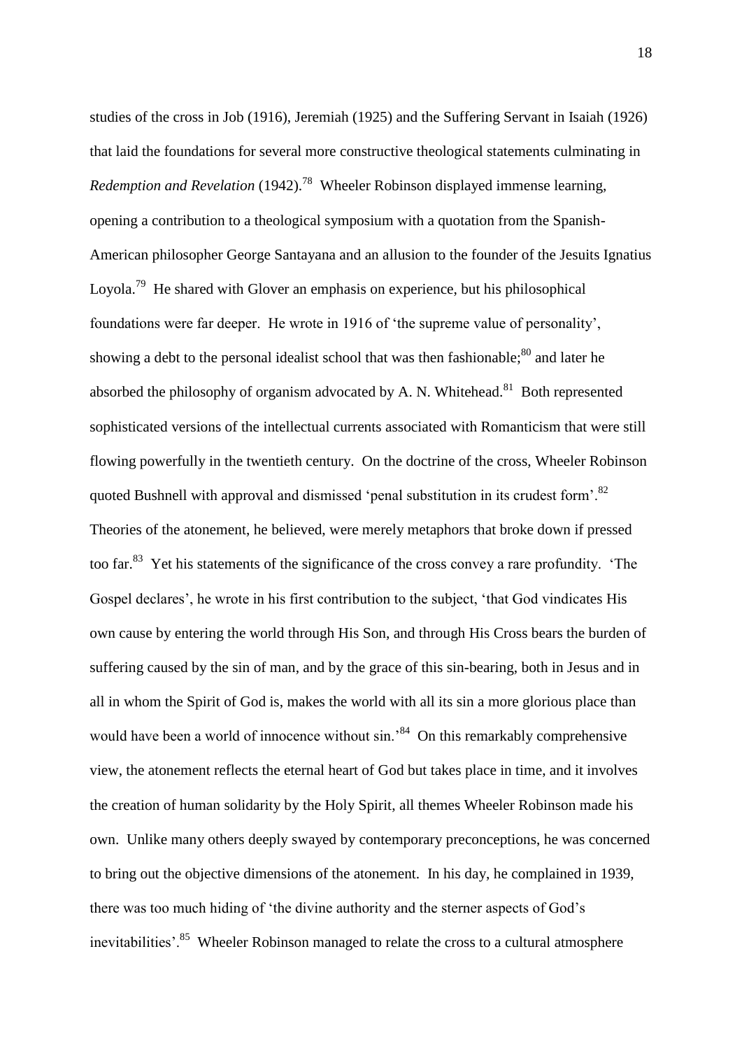studies of the cross in Job (1916), Jeremiah (1925) and the Suffering Servant in Isaiah (1926) that laid the foundations for several more constructive theological statements culminating in *Redemption and Revelation* (1942).[78] Wheeler Robinson displayed immense learning, opening a contribution to a theological symposium with a quotation from the Spanish-American philosopher George Santayana and an allusion to the founder of the Jesuits Ignatius Loyola.[79] He shared with Glover an emphasis on experience, but his philosophical foundations were far deeper. He wrote in 1916 of 'the supreme value of personality', showing a debt to the personal idealist school that was then fashionable;[80] and later he absorbed the philosophy of organism advocated by A. N. Whitehead.[81] Both represented sophisticated versions of the intellectual currents associated with Romanticism that were still flowing powerfully in the twentieth century. On the doctrine of the cross, Wheeler Robinson quoted Bushnell with approval and dismissed 'penal substitution in its crudest form'.[82] Theories of the atonement, he believed, were merely metaphors that broke down if pressed too far.[83] Yet his statements of the significance of the cross convey a rare profundity. 'The Gospel declares', he wrote in his first contribution to the subject, 'that God vindicates His own cause by entering the world through His Son, and through His Cross bears the burden of suffering caused by the sin of man, and by the grace of this sin-bearing, both in Jesus and in all in whom the Spirit of God is, makes the world with all its sin a more glorious place than would have been a world of innocence without sin.'[84] On this remarkably comprehensive view, the atonement reflects the eternal heart of God but takes place in time, and it involves the creation of human solidarity by the Holy Spirit, all themes Wheeler Robinson made his own. Unlike many others deeply swayed by contemporary preconceptions, he was concerned to bring out the objective dimensions of the atonement. In his day, he complained in 1939, there was too much hiding of 'the divine authority and the sterner aspects of God's inevitabilities'.[85] Wheeler Robinson managed to relate the cross to a cultural atmosphere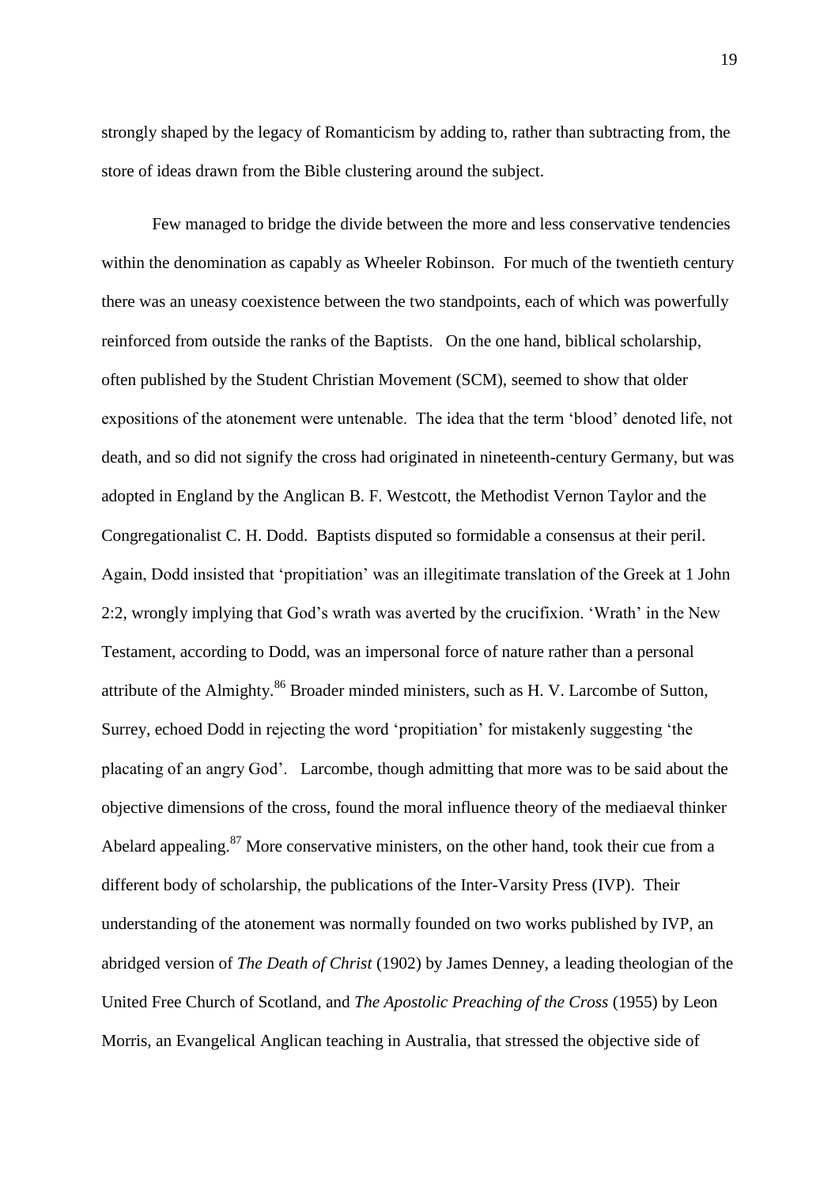strongly shaped by the legacy of Romanticism by adding to, rather than subtracting from, the store of ideas drawn from the Bible clustering around the subject.

Few managed to bridge the divide between the more and less conservative tendencies within the denomination as capably as Wheeler Robinson. For much of the twentieth century there was an uneasy coexistence between the two standpoints, each of which was powerfully reinforced from outside the ranks of the Baptists. On the one hand, biblical scholarship, often published by the Student Christian Movement (SCM), seemed to show that older expositions of the atonement were untenable. The idea that the term 'blood' denoted life, not death, and so did not signify the cross had originated in nineteenth-century Germany, but was adopted in England by the Anglican B. F. Westcott, the Methodist Vernon Taylor and the Congregationalist C. H. Dodd. Baptists disputed so formidable a consensus at their peril. Again, Dodd insisted that 'propitiation' was an illegitimate translation of the Greek at 1 John 2:2, wrongly implying that God's wrath was averted by the crucifixion. 'Wrath' in the New Testament, according to Dodd, was an impersonal force of nature rather than a personal attribute of the Almighty.[86] Broader minded ministers, such as H. V. Larcombe of Sutton, Surrey, echoed Dodd in rejecting the word 'propitiation' for mistakenly suggesting 'the placating of an angry God'. Larcombe, though admitting that more was to be said about the objective dimensions of the cross, found the moral influence theory of the mediaeval thinker Abelard appealing.[87] More conservative ministers, on the other hand, took their cue from a different body of scholarship, the publications of the Inter-Varsity Press (IVP). Their understanding of the atonement was normally founded on two works published by IVP, an abridged version of *The Death of Christ* (1902) by James Denney, a leading theologian of the United Free Church of Scotland, and *The Apostolic Preaching of the Cross* (1955) by Leon Morris, an Evangelical Anglican teaching in Australia, that stressed the objective side of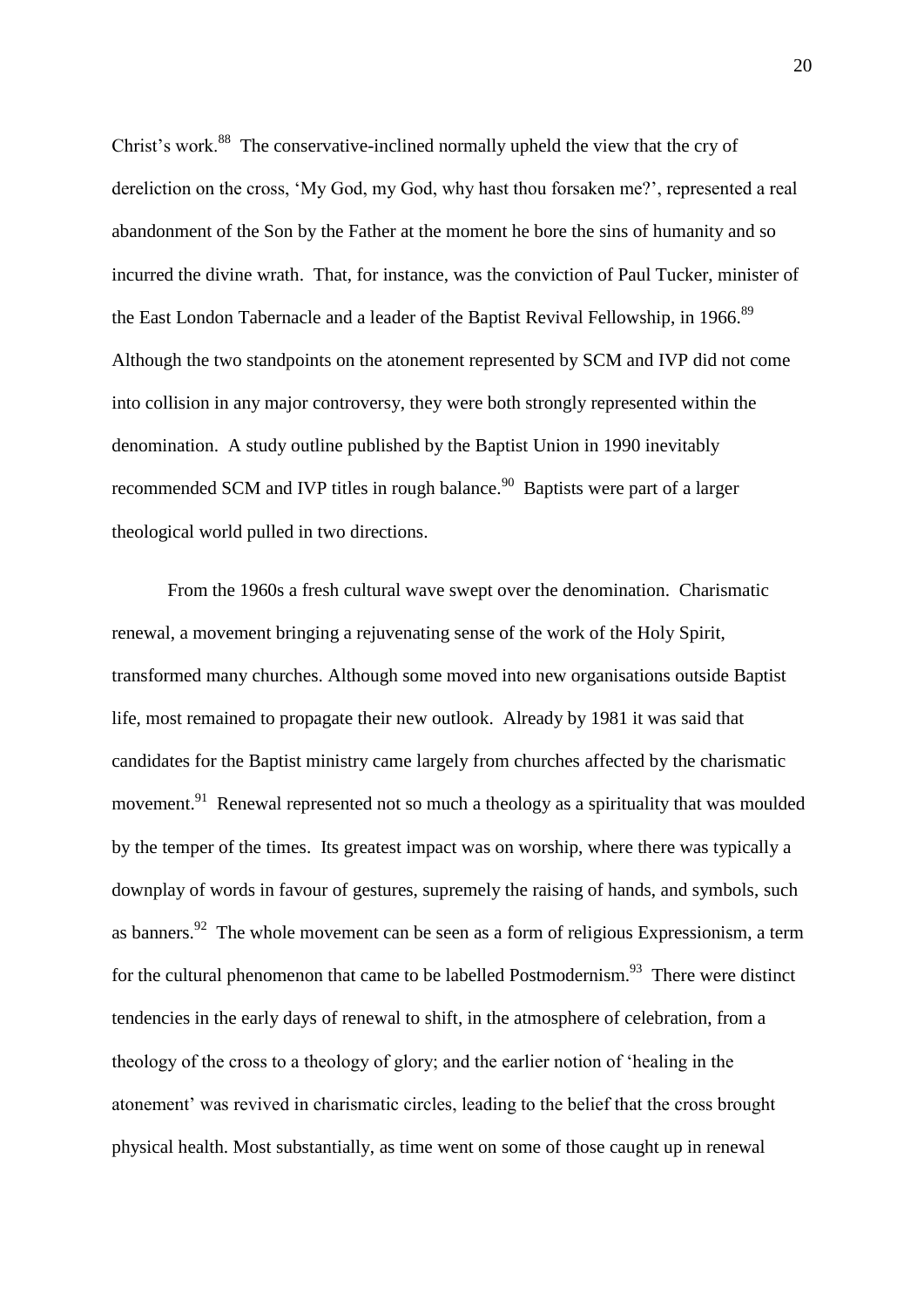Christ's work.[88] The conservative-inclined normally upheld the view that the cry of dereliction on the cross, 'My God, my God, why hast thou forsaken me?', represented a real abandonment of the Son by the Father at the moment he bore the sins of humanity and so incurred the divine wrath. That, for instance, was the conviction of Paul Tucker, minister of the East London Tabernacle and a leader of the Baptist Revival Fellowship, in 1966.[89] Although the two standpoints on the atonement represented by SCM and IVP did not come into collision in any major controversy, they were both strongly represented within the denomination. A study outline published by the Baptist Union in 1990 inevitably recommended SCM and IVP titles in rough balance.[90] Baptists were part of a larger theological world pulled in two directions.

From the 1960s a fresh cultural wave swept over the denomination. Charismatic renewal, a movement bringing a rejuvenating sense of the work of the Holy Spirit, transformed many churches. Although some moved into new organisations outside Baptist life, most remained to propagate their new outlook. Already by 1981 it was said that candidates for the Baptist ministry came largely from churches affected by the charismatic movement.[91] Renewal represented not so much a theology as a spirituality that was moulded by the temper of the times. Its greatest impact was on worship, where there was typically a downplay of words in favour of gestures, supremely the raising of hands, and symbols, such as banners.[92] The whole movement can be seen as a form of religious Expressionism, a term for the cultural phenomenon that came to be labelled Postmodernism.[93] There were distinct tendencies in the early days of renewal to shift, in the atmosphere of celebration, from a theology of the cross to a theology of glory; and the earlier notion of 'healing in the atonement' was revived in charismatic circles, leading to the belief that the cross brought physical health. Most substantially, as time went on some of those caught up in renewal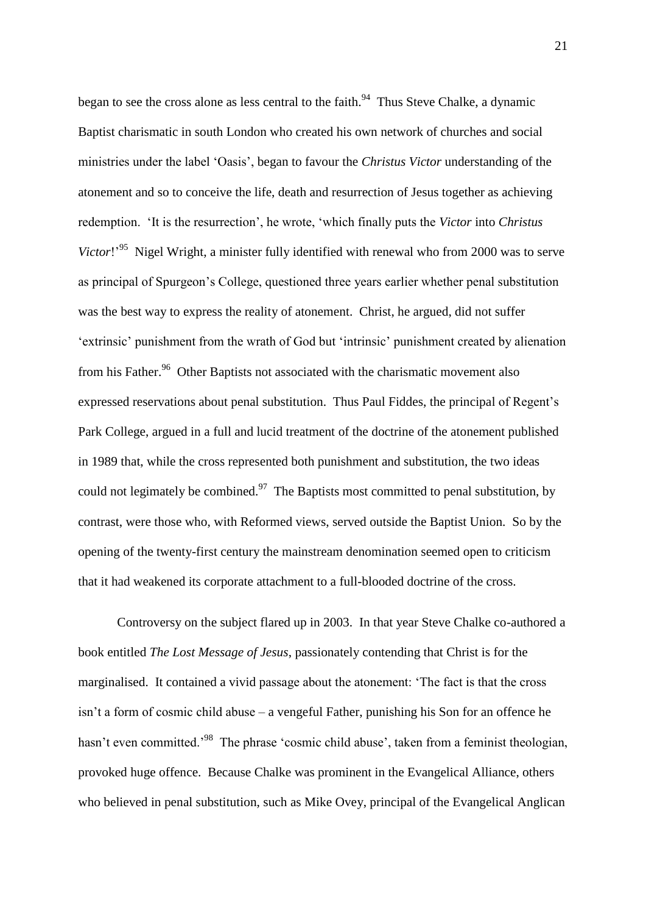began to see the cross alone as less central to the faith.[94] Thus Steve Chalke, a dynamic Baptist charismatic in south London who created his own network of churches and social ministries under the label 'Oasis', began to favour the *Christus Victor* understanding of the atonement and so to conceive the life, death and resurrection of Jesus together as achieving redemption. 'It is the resurrection', he wrote, 'which finally puts the *Victor* into *Christus Victor*!'[95] Nigel Wright, a minister fully identified with renewal who from 2000 was to serve as principal of Spurgeon's College, questioned three years earlier whether penal substitution was the best way to express the reality of atonement. Christ, he argued, did not suffer 'extrinsic' punishment from the wrath of God but 'intrinsic' punishment created by alienation from his Father.[96] Other Baptists not associated with the charismatic movement also expressed reservations about penal substitution. Thus Paul Fiddes, the principal of Regent's Park College, argued in a full and lucid treatment of the doctrine of the atonement published in 1989 that, while the cross represented both punishment and substitution, the two ideas could not legimately be combined.[97] The Baptists most committed to penal substitution, by contrast, were those who, with Reformed views, served outside the Baptist Union. So by the opening of the twenty-first century the mainstream denomination seemed open to criticism that it had weakened its corporate attachment to a full-blooded doctrine of the cross.

Controversy on the subject flared up in 2003. In that year Steve Chalke co-authored a book entitled *The Lost Message of Jesus*, passionately contending that Christ is for the marginalised. It contained a vivid passage about the atonement: 'The fact is that the cross isn't a form of cosmic child abuse – a vengeful Father, punishing his Son for an offence he hasn't even committed.'[98] The phrase 'cosmic child abuse', taken from a feminist theologian, provoked huge offence. Because Chalke was prominent in the Evangelical Alliance, others who believed in penal substitution, such as Mike Ovey, principal of the Evangelical Anglican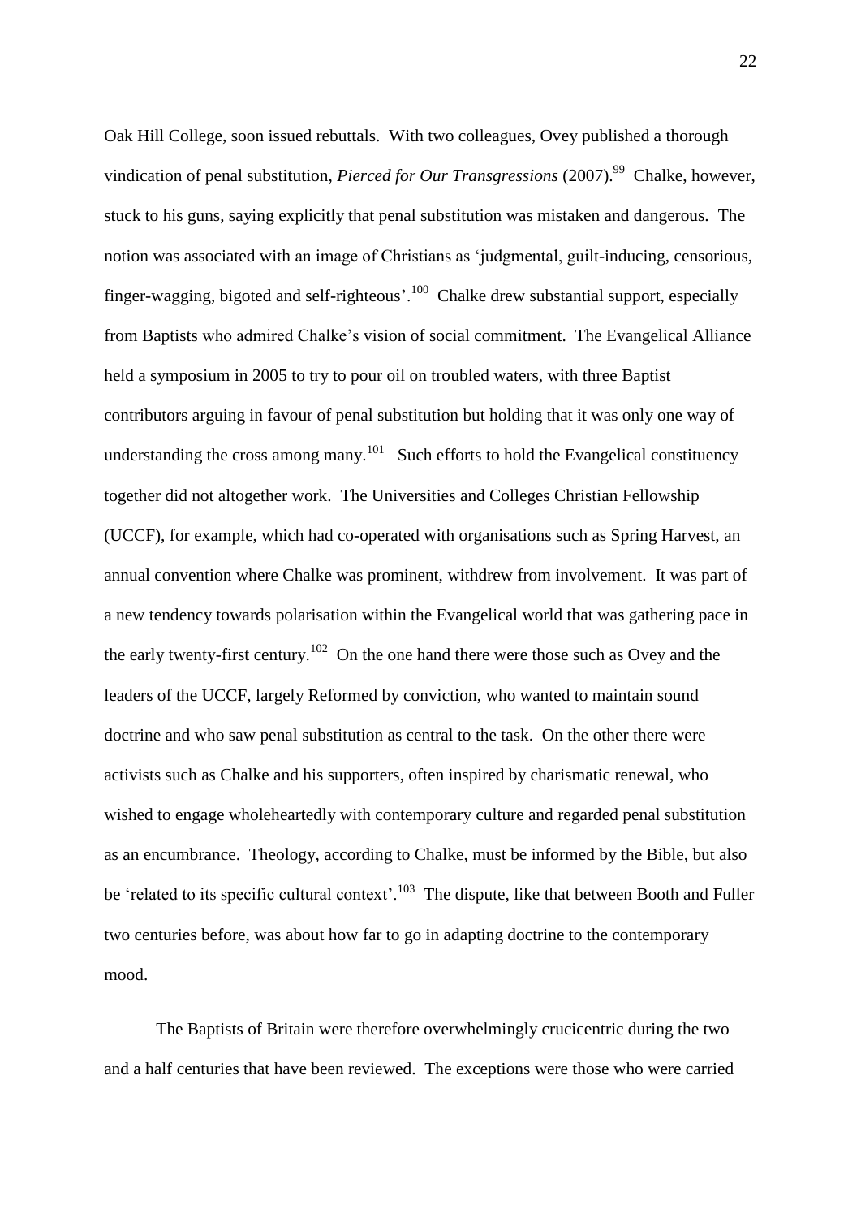Oak Hill College, soon issued rebuttals. With two colleagues, Ovey published a thorough vindication of penal substitution, *Pierced for Our Transgressions* (2007).[99] Chalke, however, stuck to his guns, saying explicitly that penal substitution was mistaken and dangerous. The notion was associated with an image of Christians as 'judgmental, guilt-inducing, censorious, finger-wagging, bigoted and self-righteous'.[100] Chalke drew substantial support, especially from Baptists who admired Chalke's vision of social commitment. The Evangelical Alliance held a symposium in 2005 to try to pour oil on troubled waters, with three Baptist contributors arguing in favour of penal substitution but holding that it was only one way of understanding the cross among many.[101] Such efforts to hold the Evangelical constituency together did not altogether work. The Universities and Colleges Christian Fellowship (UCCF), for example, which had co-operated with organisations such as Spring Harvest, an annual convention where Chalke was prominent, withdrew from involvement. It was part of a new tendency towards polarisation within the Evangelical world that was gathering pace in the early twenty-first century.[102] On the one hand there were those such as Ovey and the leaders of the UCCF, largely Reformed by conviction, who wanted to maintain sound doctrine and who saw penal substitution as central to the task. On the other there were activists such as Chalke and his supporters, often inspired by charismatic renewal, who wished to engage wholeheartedly with contemporary culture and regarded penal substitution as an encumbrance. Theology, according to Chalke, must be informed by the Bible, but also be 'related to its specific cultural context'.[103] The dispute, like that between Booth and Fuller two centuries before, was about how far to go in adapting doctrine to the contemporary mood.

The Baptists of Britain were therefore overwhelmingly crucicentric during the two and a half centuries that have been reviewed. The exceptions were those who were carried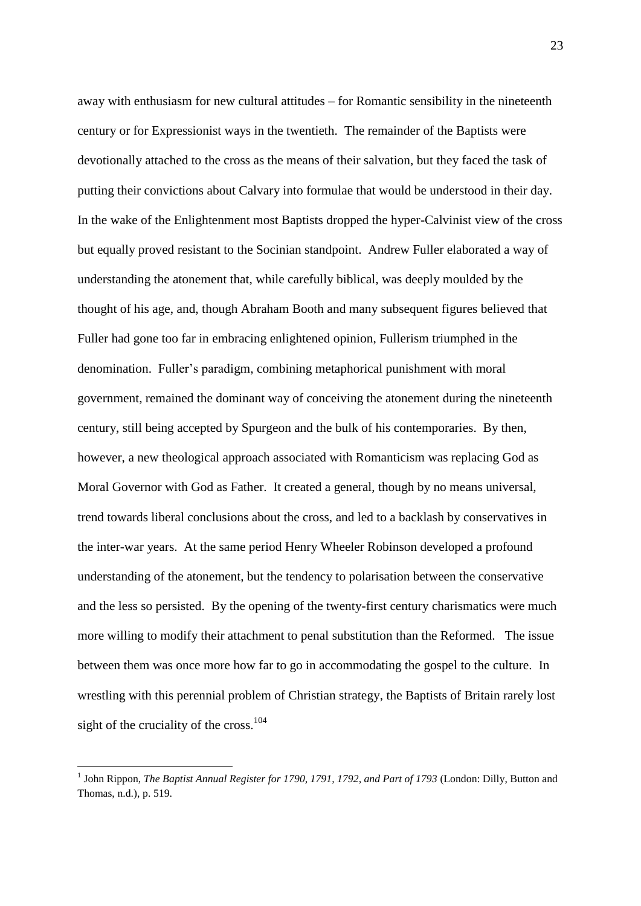away with enthusiasm for new cultural attitudes – for Romantic sensibility in the nineteenth century or for Expressionist ways in the twentieth. The remainder of the Baptists were devotionally attached to the cross as the means of their salvation, but they faced the task of putting their convictions about Calvary into formulae that would be understood in their day. In the wake of the Enlightenment most Baptists dropped the hyper-Calvinist view of the cross but equally proved resistant to the Socinian standpoint. Andrew Fuller elaborated a way of understanding the atonement that, while carefully biblical, was deeply moulded by the thought of his age, and, though Abraham Booth and many subsequent figures believed that Fuller had gone too far in embracing enlightened opinion, Fullerism triumphed in the denomination. Fuller's paradigm, combining metaphorical punishment with moral government, remained the dominant way of conceiving the atonement during the nineteenth century, still being accepted by Spurgeon and the bulk of his contemporaries. By then, however, a new theological approach associated with Romanticism was replacing God as Moral Governor with God as Father. It created a general, though by no means universal, trend towards liberal conclusions about the cross, and led to a backlash by conservatives in the inter-war years. At the same period Henry Wheeler Robinson developed a profound understanding of the atonement, but the tendency to polarisation between the conservative and the less so persisted. By the opening of the twenty-first century charismatics were much more willing to modify their attachment to penal substitution than the Reformed. The issue between them was once more how far to go in accommodating the gospel to the culture. In wrestling with this perennial problem of Christian strategy, the Baptists of Britain rarely lost sight of the cruciality of the cross.[104]

---

[1] John Rippon, *The Baptist Annual Register for 1790, 1791, 1792, and Part of 1793* (London: Dilly, Button and Thomas, n.d.), p. 519.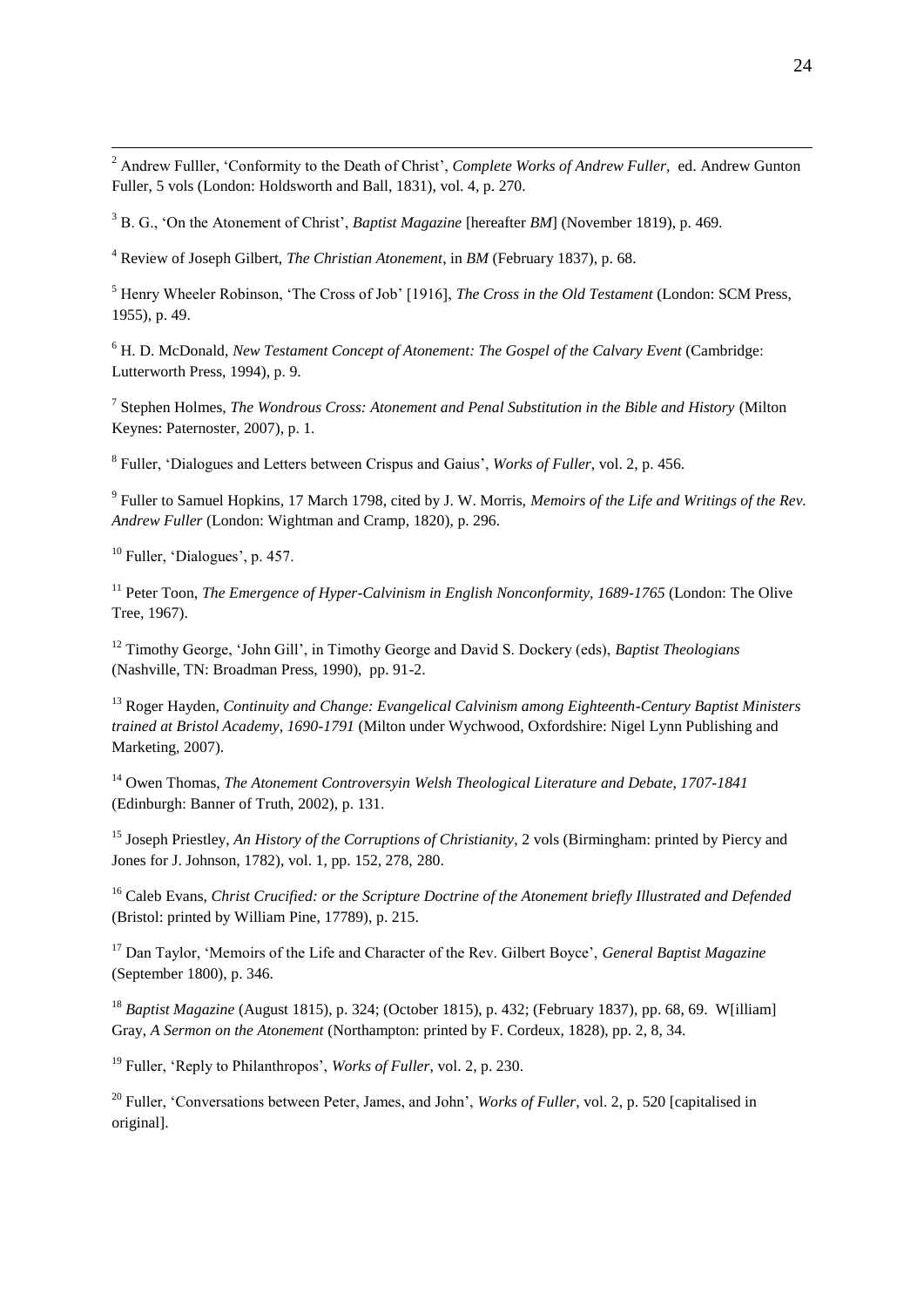[2] Andrew Fulller, 'Conformity to the Death of Christ', *Complete Works of Andrew Fuller*, ed. Andrew Gunton Fuller, 5 vols (London: Holdsworth and Ball, 1831), vol. 4, p. 270.

[3] B. G., 'On the Atonement of Christ', *Baptist Magazine* [hereafter *BM*] (November 1819), p. 469.

[4] Review of Joseph Gilbert, *The Christian Atonement*, in *BM* (February 1837), p. 68.

[5] Henry Wheeler Robinson, 'The Cross of Job' [1916], *The Cross in the Old Testament* (London: SCM Press, 1955), p. 49.

[6] H. D. McDonald, *New Testament Concept of Atonement: The Gospel of the Calvary Event* (Cambridge: Lutterworth Press, 1994), p. 9.

[7] Stephen Holmes, *The Wondrous Cross: Atonement and Penal Substitution in the Bible and History* (Milton Keynes: Paternoster, 2007), p. 1.

[8] Fuller, 'Dialogues and Letters between Crispus and Gaius', *Works of Fuller*, vol. 2, p. 456.

[9] Fuller to Samuel Hopkins, 17 March 1798, cited by J. W. Morris, *Memoirs of the Life and Writings of the Rev. Andrew Fuller* (London: Wightman and Cramp, 1820), p. 296.

[10] Fuller, 'Dialogues', p. 457.

[11] Peter Toon, *The Emergence of Hyper-Calvinism in English Nonconformity, 1689-1765* (London: The Olive Tree, 1967).

[12] Timothy George, 'John Gill', in Timothy George and David S. Dockery (eds), *Baptist Theologians* (Nashville, TN: Broadman Press, 1990), pp. 91-2.

[13] Roger Hayden, *Continuity and Change: Evangelical Calvinism among Eighteenth-Century Baptist Ministers trained at Bristol Academy, 1690-1791* (Milton under Wychwood, Oxfordshire: Nigel Lynn Publishing and Marketing, 2007).

[14] Owen Thomas, *The Atonement Controversyin Welsh Theological Literature and Debate, 1707-1841* (Edinburgh: Banner of Truth, 2002), p. 131.

[15] Joseph Priestley, *An History of the Corruptions of Christianity*, 2 vols (Birmingham: printed by Piercy and Jones for J. Johnson, 1782), vol. 1, pp. 152, 278, 280.

[16] Caleb Evans, *Christ Crucified: or the Scripture Doctrine of the Atonement briefly Illustrated and Defended* (Bristol: printed by William Pine, 17789), p. 215.

[17] Dan Taylor, 'Memoirs of the Life and Character of the Rev. Gilbert Boyce', *General Baptist Magazine* (September 1800), p. 346.

[18] *Baptist Magazine* (August 1815), p. 324; (October 1815), p. 432; (February 1837), pp. 68, 69. W[illiam] Gray, *A Sermon on the Atonement* (Northampton: printed by F. Cordeux, 1828), pp. 2, 8, 34.

[19] Fuller, 'Reply to Philanthropos', *Works of Fuller*, vol. 2, p. 230.

[20] Fuller, 'Conversations between Peter, James, and John', *Works of Fuller*, vol. 2, p. 520 [capitalised in original].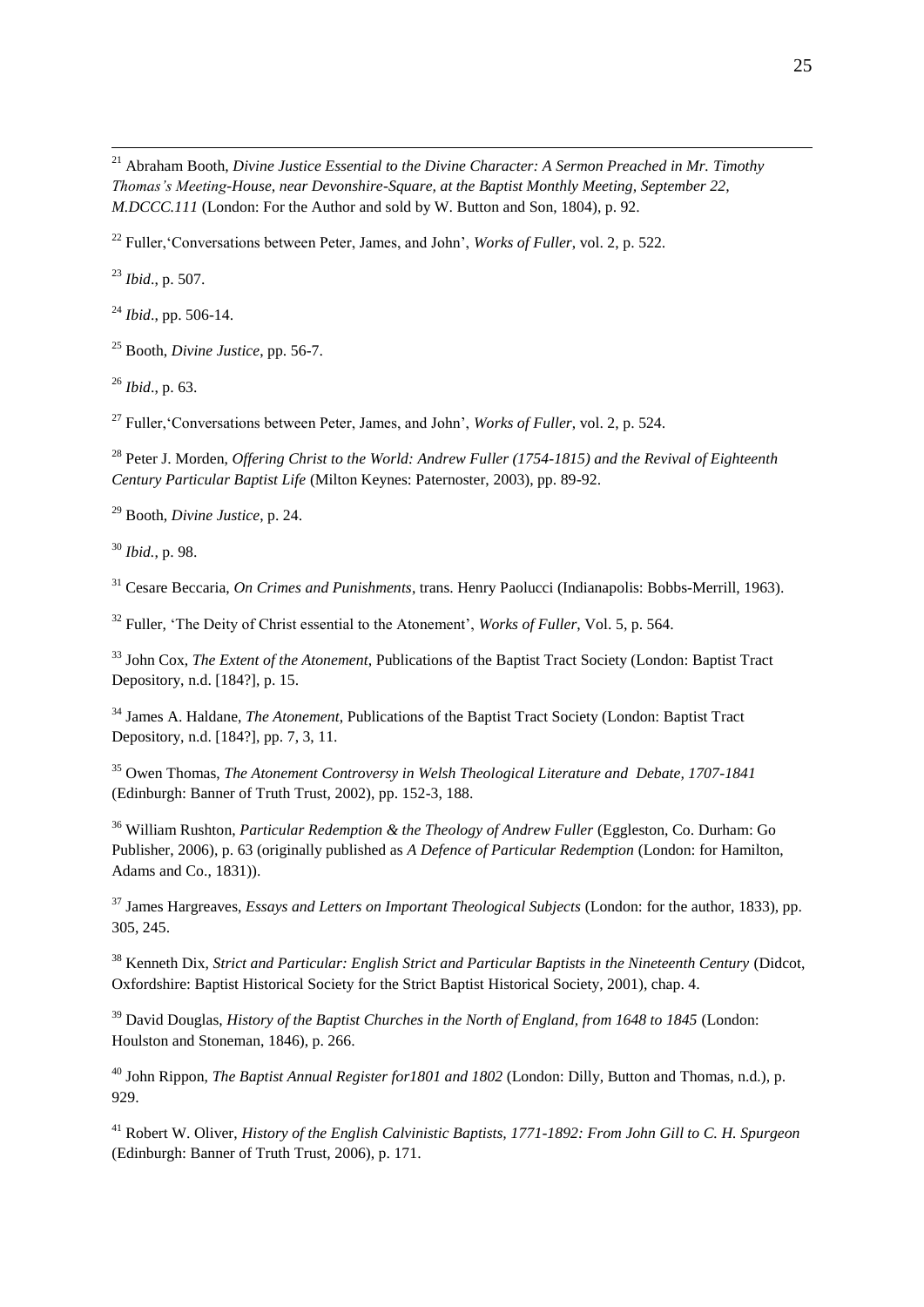[21] Abraham Booth, *Divine Justice Essential to the Divine Character: A Sermon Preached in Mr. Timothy Thomas's Meeting-House, near Devonshire-Square, at the Baptist Monthly Meeting, September 22, M.DCCC.111* (London: For the Author and sold by W. Button and Son, 1804), p. 92.

[22] Fuller,'Conversations between Peter, James, and John', *Works of Fuller*, vol. 2, p. 522.

[23] *Ibid*., p. 507.

[24] *Ibid*., pp. 506-14.

[25] Booth, *Divine Justice*, pp. 56-7.

[26] *Ibid*., p. 63.

[27] Fuller,'Conversations between Peter, James, and John', *Works of Fuller*, vol. 2, p. 524.

[28] Peter J. Morden, *Offering Christ to the World: Andrew Fuller (1754-1815) and the Revival of Eighteenth Century Particular Baptist Life* (Milton Keynes: Paternoster, 2003), pp. 89-92.

[29] Booth, *Divine Justice*, p. 24.

[30] *Ibid.*, p. 98.

[31] Cesare Beccaria, *On Crimes and Punishments*, trans. Henry Paolucci (Indianapolis: Bobbs-Merrill, 1963).

[32] Fuller, 'The Deity of Christ essential to the Atonement', *Works of Fuller*, Vol. 5, p. 564.

[33] John Cox, *The Extent of the Atonement*, Publications of the Baptist Tract Society (London: Baptist Tract Depository, n.d. [184?], p. 15.

[34] James A. Haldane, *The Atonement*, Publications of the Baptist Tract Society (London: Baptist Tract Depository, n.d. [184?], pp. 7, 3, 11.

[35] Owen Thomas, *The Atonement Controversy in Welsh Theological Literature and Debate, 1707-1841* (Edinburgh: Banner of Truth Trust, 2002), pp. 152-3, 188.

[36] William Rushton, *Particular Redemption & the Theology of Andrew Fuller* (Eggleston, Co. Durham: Go Publisher, 2006), p. 63 (originally published as *A Defence of Particular Redemption* (London: for Hamilton, Adams and Co., 1831)).

[37] James Hargreaves, *Essays and Letters on Important Theological Subjects* (London: for the author, 1833), pp. 305, 245.

[38] Kenneth Dix, *Strict and Particular: English Strict and Particular Baptists in the Nineteenth Century* (Didcot, Oxfordshire: Baptist Historical Society for the Strict Baptist Historical Society, 2001), chap. 4.

[39] David Douglas, *History of the Baptist Churches in the North of England, from 1648 to 1845* (London: Houlston and Stoneman, 1846), p. 266.

[40] John Rippon, *The Baptist Annual Register for1801 and 1802* (London: Dilly, Button and Thomas, n.d.), p. 929.

[41] Robert W. Oliver, *History of the English Calvinistic Baptists, 1771-1892: From John Gill to C. H. Spurgeon* (Edinburgh: Banner of Truth Trust, 2006), p. 171.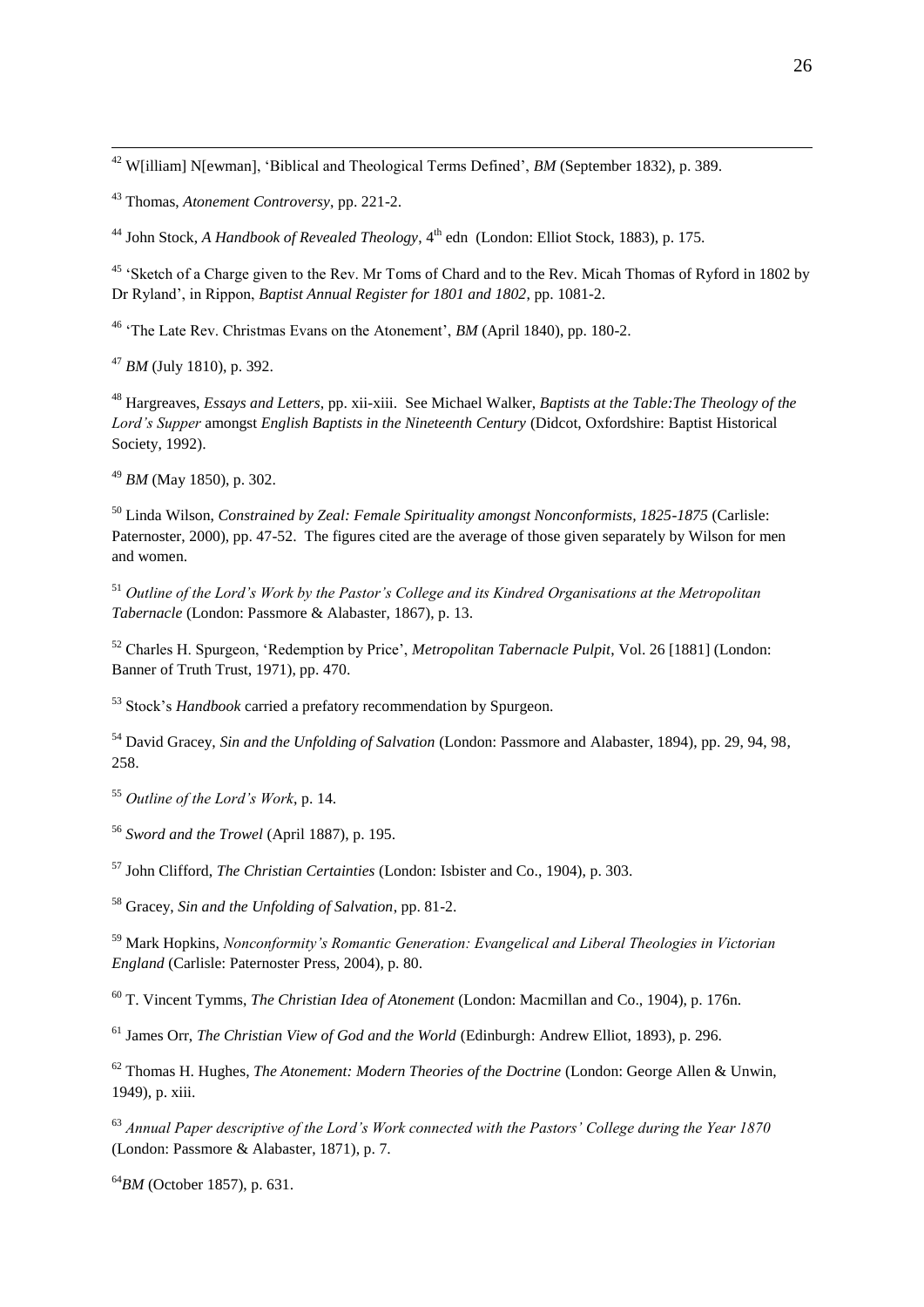[42] W[illiam] N[ewman], 'Biblical and Theological Terms Defined', *BM* (September 1832), p. 389.

[43] Thomas, *Atonement Controversy*, pp. 221-2.

[44] John Stock, *A Handbook of Revealed Theology*, 4th edn (London: Elliot Stock, 1883), p. 175.

[45] 'Sketch of a Charge given to the Rev. Mr Toms of Chard and to the Rev. Micah Thomas of Ryford in 1802 by Dr Ryland', in Rippon, *Baptist Annual Register for 1801 and 1802*, pp. 1081-2.

[46] 'The Late Rev. Christmas Evans on the Atonement', *BM* (April 1840), pp. 180-2.

[47] *BM* (July 1810), p. 392.

[48] Hargreaves, *Essays and Letters*, pp. xii-xiii. See Michael Walker, *Baptists at the Table:The Theology of the Lord's Supper* amongst *English Baptists in the Nineteenth Century* (Didcot, Oxfordshire: Baptist Historical Society, 1992).

[49] *BM* (May 1850), p. 302.

[50] Linda Wilson, *Constrained by Zeal: Female Spirituality amongst Nonconformists, 1825-1875* (Carlisle: Paternoster, 2000), pp. 47-52. The figures cited are the average of those given separately by Wilson for men and women.

[51] *Outline of the Lord's Work by the Pastor's College and its Kindred Organisations at the Metropolitan Tabernacle* (London: Passmore & Alabaster, 1867), p. 13.

[52] Charles H. Spurgeon, 'Redemption by Price', *Metropolitan Tabernacle Pulpit*, Vol. 26 [1881] (London: Banner of Truth Trust, 1971), pp. 470.

[53] Stock's *Handbook* carried a prefatory recommendation by Spurgeon.

[54] David Gracey, *Sin and the Unfolding of Salvation* (London: Passmore and Alabaster, 1894), pp. 29, 94, 98, 258.

[55] *Outline of the Lord's Work*, p. 14.

[56] *Sword and the Trowel* (April 1887), p. 195.

[57] John Clifford, *The Christian Certainties* (London: Isbister and Co., 1904), p. 303.

[58] Gracey, *Sin and the Unfolding of Salvation*, pp. 81-2.

[59] Mark Hopkins, *Nonconformity's Romantic Generation: Evangelical and Liberal Theologies in Victorian England* (Carlisle: Paternoster Press, 2004), p. 80.

[60] T. Vincent Tymms, *The Christian Idea of Atonement* (London: Macmillan and Co., 1904), p. 176n.

[61] James Orr, *The Christian View of God and the World* (Edinburgh: Andrew Elliot, 1893), p. 296.

[62] Thomas H. Hughes, *The Atonement: Modern Theories of the Doctrine* (London: George Allen & Unwin, 1949), p. xiii.

[63] *Annual Paper descriptive of the Lord's Work connected with the Pastors' College during the Year 1870* (London: Passmore & Alabaster, 1871), p. 7.

[64] *BM* (October 1857), p. 631.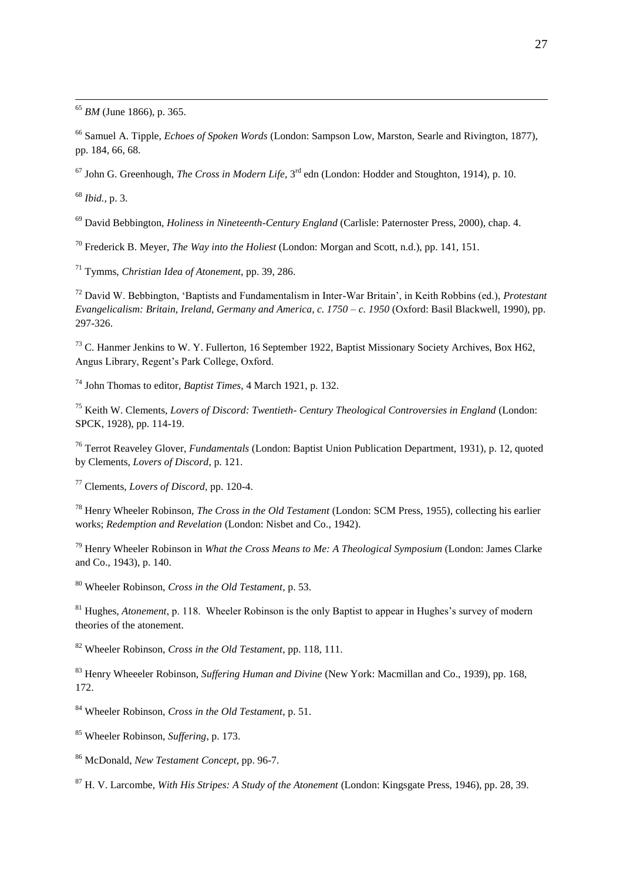[65] *BM* (June 1866), p. 365.

[66] Samuel A. Tipple, *Echoes of Spoken Words* (London: Sampson Low, Marston, Searle and Rivington, 1877), pp. 184, 66, 68.

[67] John G. Greenhough, *The Cross in Modern Life*, 3rd edn (London: Hodder and Stoughton, 1914), p. 10.

[68] *Ibid.*, p. 3.

[69] David Bebbington, *Holiness in Nineteenth-Century England* (Carlisle: Paternoster Press, 2000), chap. 4.

[70] Frederick B. Meyer, *The Way into the Holiest* (London: Morgan and Scott, n.d.), pp. 141, 151.

[71] Tymms, *Christian Idea of Atonement*, pp. 39, 286.

[72] David W. Bebbington, 'Baptists and Fundamentalism in Inter-War Britain', in Keith Robbins (ed.), *Protestant Evangelicalism: Britain, Ireland, Germany and America, c. 1750 – c. 1950* (Oxford: Basil Blackwell, 1990), pp. 297-326.

[73] C. Hanmer Jenkins to W. Y. Fullerton, 16 September 1922, Baptist Missionary Society Archives, Box H62, Angus Library, Regent's Park College, Oxford.

[74] John Thomas to editor, *Baptist Times*, 4 March 1921, p. 132.

[75] Keith W. Clements, *Lovers of Discord: Twentieth- Century Theological Controversies in England* (London: SPCK, 1928), pp. 114-19.

[76] Terrot Reaveley Glover, *Fundamentals* (London: Baptist Union Publication Department, 1931), p. 12, quoted by Clements, *Lovers of Discord*, p. 121.

[77] Clements, *Lovers of Discord*, pp. 120-4.

[78] Henry Wheeler Robinson, *The Cross in the Old Testament* (London: SCM Press, 1955), collecting his earlier works; *Redemption and Revelation* (London: Nisbet and Co., 1942).

[79] Henry Wheeler Robinson in *What the Cross Means to Me: A Theological Symposium* (London: James Clarke and Co., 1943), p. 140.

[80] Wheeler Robinson, *Cross in the Old Testament*, p. 53.

[81] Hughes, *Atonement*, p. 118. Wheeler Robinson is the only Baptist to appear in Hughes's survey of modern theories of the atonement.

[82] Wheeler Robinson, *Cross in the Old Testament*, pp. 118, 111.

[83] Henry Wheeeler Robinson, *Suffering Human and Divine* (New York: Macmillan and Co., 1939), pp. 168, 172.

[84] Wheeler Robinson, *Cross in the Old Testament*, p. 51.

[85] Wheeler Robinson, *Suffering*, p. 173.

[86] McDonald, *New Testament Concept*, pp. 96-7.

[87] H. V. Larcombe, *With His Stripes: A Study of the Atonement* (London: Kingsgate Press, 1946), pp. 28, 39.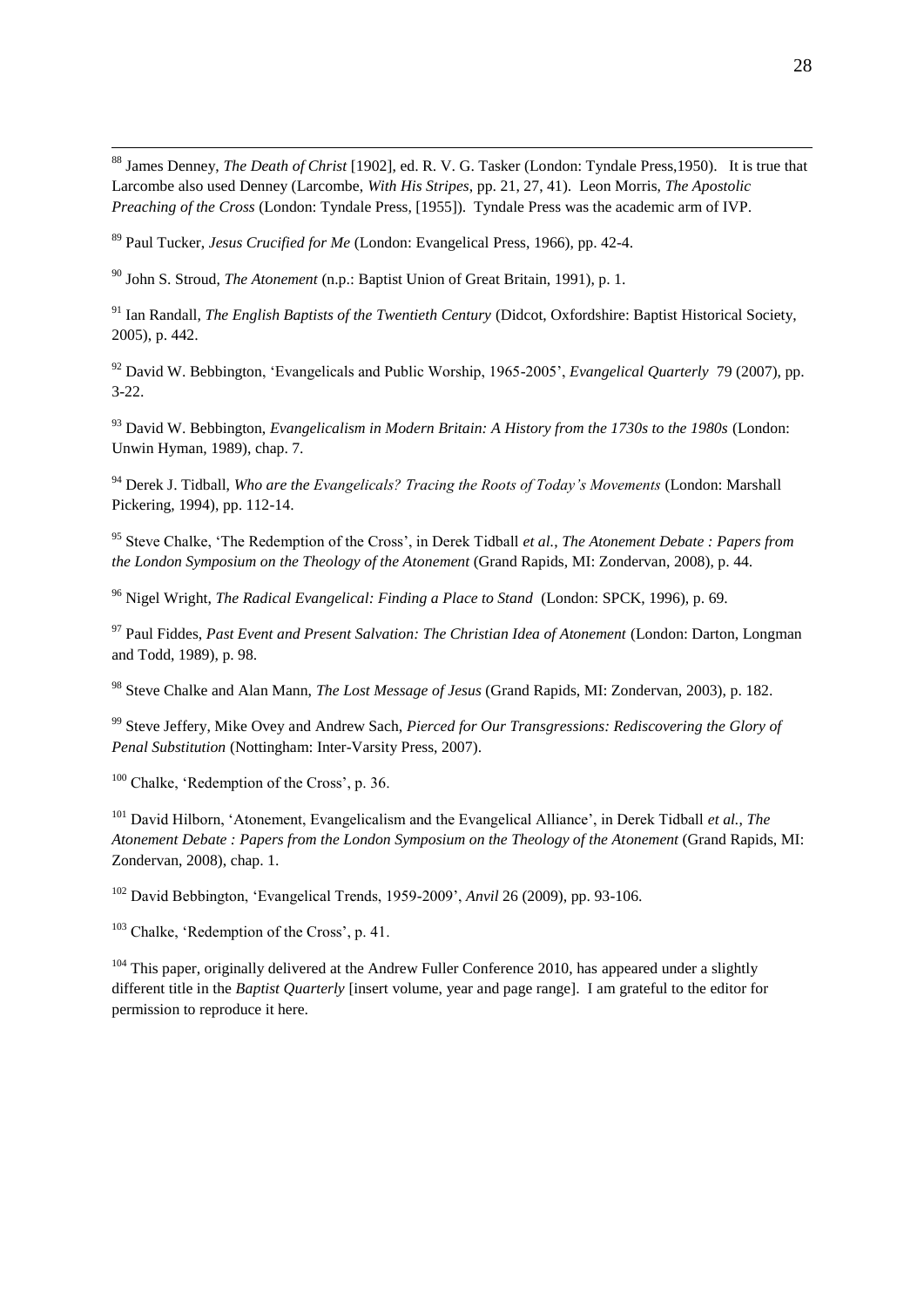[88] James Denney, *The Death of Christ* [1902], ed. R. V. G. Tasker (London: Tyndale Press,1950). It is true that Larcombe also used Denney (Larcombe, *With His Stripes*, pp. 21, 27, 41). Leon Morris, *The Apostolic Preaching of the Cross* (London: Tyndale Press, [1955]). Tyndale Press was the academic arm of IVP.

[89] Paul Tucker, *Jesus Crucified for Me* (London: Evangelical Press, 1966), pp. 42-4.

[90] John S. Stroud, *The Atonement* (n.p.: Baptist Union of Great Britain, 1991), p. 1.

[91] Ian Randall, *The English Baptists of the Twentieth Century* (Didcot, Oxfordshire: Baptist Historical Society, 2005), p. 442.

[92] David W. Bebbington, 'Evangelicals and Public Worship, 1965-2005', *Evangelical Quarterly* 79 (2007), pp. 3-22.

[93] David W. Bebbington, *Evangelicalism in Modern Britain: A History from the 1730s to the 1980s* (London: Unwin Hyman, 1989), chap. 7.

[94] Derek J. Tidball, *Who are the Evangelicals? Tracing the Roots of Today's Movements* (London: Marshall Pickering, 1994), pp. 112-14.

[95] Steve Chalke, 'The Redemption of the Cross', in Derek Tidball *et al.*, *The Atonement Debate : Papers from the London Symposium on the Theology of the Atonement* (Grand Rapids, MI: Zondervan, 2008), p. 44.

[96] Nigel Wright, *The Radical Evangelical: Finding a Place to Stand* (London: SPCK, 1996), p. 69.

[97] Paul Fiddes, *Past Event and Present Salvation: The Christian Idea of Atonement* (London: Darton, Longman and Todd, 1989), p. 98.

[98] Steve Chalke and Alan Mann, *The Lost Message of Jesus* (Grand Rapids, MI: Zondervan, 2003), p. 182.

[99] Steve Jeffery, Mike Ovey and Andrew Sach, *Pierced for Our Transgressions: Rediscovering the Glory of Penal Substitution* (Nottingham: Inter-Varsity Press, 2007).

[100] Chalke, 'Redemption of the Cross', p. 36.

[101] David Hilborn, 'Atonement, Evangelicalism and the Evangelical Alliance', in Derek Tidball *et al.*, *The Atonement Debate : Papers from the London Symposium on the Theology of the Atonement* (Grand Rapids, MI: Zondervan, 2008), chap. 1.

[102] David Bebbington, 'Evangelical Trends, 1959-2009', *Anvil* 26 (2009), pp. 93-106.

[103] Chalke, 'Redemption of the Cross', p. 41.

[104] This paper, originally delivered at the Andrew Fuller Conference 2010, has appeared under a slightly different title in the *Baptist Quarterly* [insert volume, year and page range]. I am grateful to the editor for permission to reproduce it here.